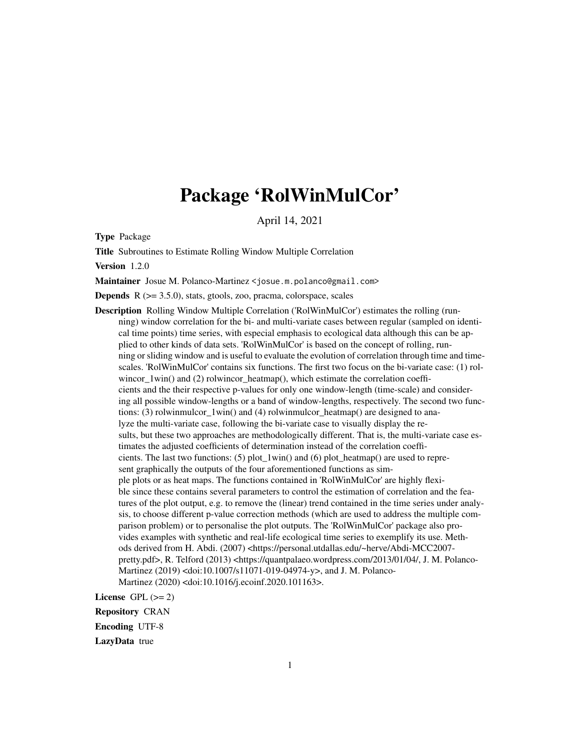# Package 'RolWinMulCor'

April 14, 2021

**Type** Package

**Title** Subroutines to Estimate Rolling Window Multiple Correlation

**Version** 1.2.0

**Maintainer** Josue M. Polanco-Martinez <josue.m.polanco@gmail.com>

**Depends** R (>= 3.5.0), stats, gtools, zoo, pracma, colorspace, scales

**Description** Rolling Window Multiple Correlation ('RolWinMulCor') estimates the rolling (running) window correlation for the bi- and multi-variate cases between regular (sampled on identical time points) time series, with especial emphasis to ecological data although this can be applied to other kinds of data sets. 'RolWinMulCor' is based on the concept of rolling, running or sliding window and is useful to evaluate the evolution of correlation through time and time-scales. 'RolWinMulCor' contains six functions. The first two focus on the bi-variate case: (1) rolwincor_1win() and (2) rolwincor_heatmap(), which estimate the correlation coefficients and the their respective p-values for only one window-length (time-scale) and considering all possible window-lengths or a band of window-lengths, respectively. The second two functions: (3) rolwinmulcor_1win() and (4) rolwinmulcor_heatmap() are designed to analyze the multi-variate case, following the bi-variate case to visually display the results, but these two approaches are methodologically different. That is, the multi-variate case estimates the adjusted coefficients of determination instead of the correlation coefficients. The last two functions: (5) plot_1win() and (6) plot_heatmap() are used to represent graphically the outputs of the four aforementioned functions as simple plots or as heat maps. The functions contained in 'RolWinMulCor' are highly flexible since these contains several parameters to control the estimation of correlation and the features of the plot output, e.g. to remove the (linear) trend contained in the time series under analysis, to choose different p-value correction methods (which are used to address the multiple comparison problem) or to personalise the plot outputs. The 'RolWinMulCor' package also provides examples with synthetic and real-life ecological time series to exemplify its use. Methods derived from H. Abdi. (2007) <https://personal.utdallas.edu/~herve/Abdi-MCC2007-pretty.pdf>, R. Telford (2013) <https://quantpalaeo.wordpress.com/2013/01/04/, J. M. Polanco-Martinez (2019) <doi:10.1007/s11071-019-04974-y>, and J. M. Polanco-Martinez (2020) <doi:10.1016/j.ecoinf.2020.101163>.

**License** GPL (>= 2)

**Repository** CRAN

**Encoding** UTF-8

**LazyData** true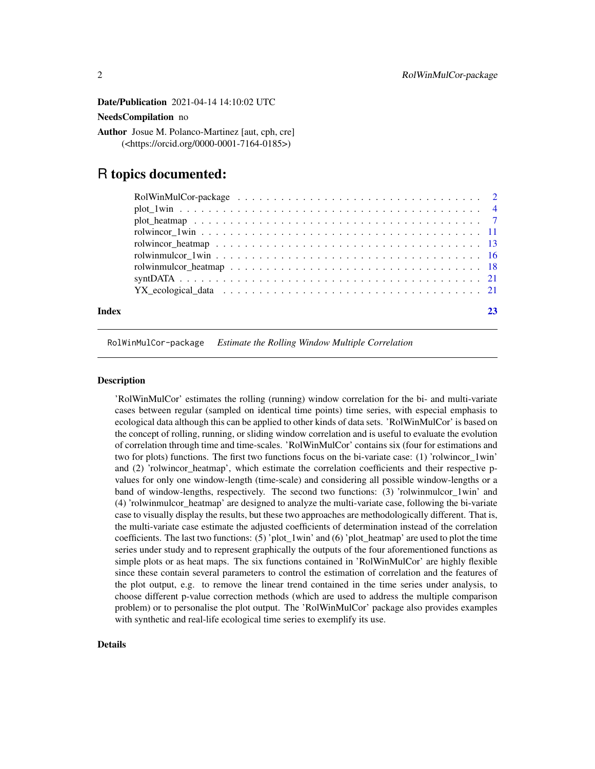**Date/Publication** 2021-04-14 14:10:02 UTC

**NeedsCompilation** no

**Author** Josue M. Polanco-Martinez [aut, cph, cre] (<https://orcid.org/0000-0001-7164-0185>)

# R topics documented:

| | |
|---|---|
| RolWinMulCor-package | 2 |
| plot_1win | 4 |
| plot_heatmap | 7 |
| rolwincor_1win | 11 |
| rolwincor_heatmap | 13 |
| rolwinmulcor_1win | 16 |
| rolwinmulcor_heatmap | 18 |
| syntDATA | 21 |
| YX_ecological_data | 21 |
| **Index** | **23** |

---

RolWinMulCor-package    *Estimate the Rolling Window Multiple Correlation*

---

## Description

'RolWinMulCor' estimates the rolling (running) window correlation for the bi- and multi-variate cases between regular (sampled on identical time points) time series, with especial emphasis to ecological data although this can be applied to other kinds of data sets. 'RolWinMulCor' is based on the concept of rolling, running, or sliding window correlation and is useful to evaluate the evolution of correlation through time and time-scales. 'RolWinMulCor' contains six (four for estimations and two for plots) functions. The first two functions focus on the bi-variate case: (1) 'rolwincor_1win' and (2) 'rolwincor_heatmap', which estimate the correlation coefficients and their respective p-values for only one window-length (time-scale) and considering all possible window-lengths or a band of window-lengths, respectively. The second two functions: (3) 'rolwinmulcor_1win' and (4) 'rolwinmulcor_heatmap' are designed to analyze the multi-variate case, following the bi-variate case to visually display the results, but these two approaches are methodologically different. That is, the multi-variate case estimate the adjusted coefficients of determination instead of the correlation coefficients. The last two functions: (5) 'plot_1win' and (6) 'plot_heatmap' are used to plot the time series under study and to represent graphically the outputs of the four aforementioned functions as simple plots or as heat maps. The six functions contained in 'RolWinMulCor' are highly flexible since these contain several parameters to control the estimation of correlation and the features of the plot output, e.g. to remove the linear trend contained in the time series under analysis, to choose different p-value correction methods (which are used to address the multiple comparison problem) or to personalise the plot output. The 'RolWinMulCor' package also provides examples with synthetic and real-life ecological time series to exemplify its use.

## Details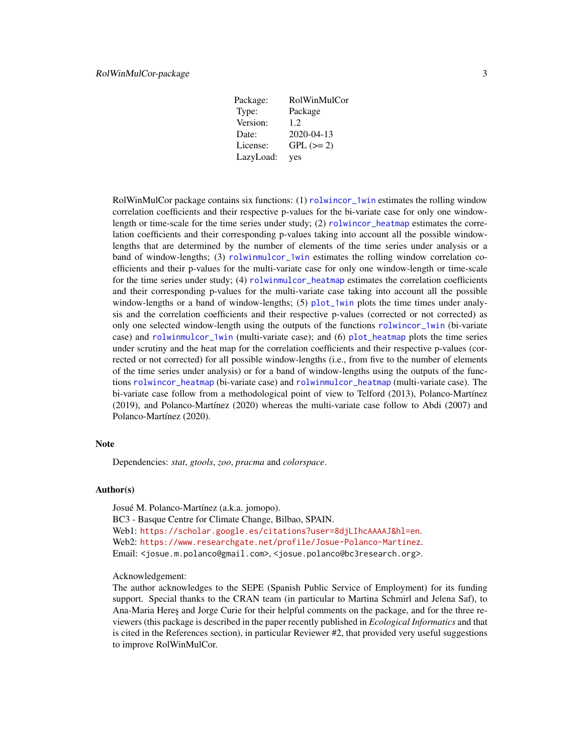| Package: | RolWinMulCor |
|---|---|
| Type: | Package |
| Version: | 1.2 |
| Date: | 2020-04-13 |
| License: | GPL (>= 2) |
| LazyLoad: | yes |

RolWinMulCor package contains six functions: (1) `rolwincor_1win` estimates the rolling window correlation coefficients and their respective p-values for the bi-variate case for only one window-length or time-scale for the time series under study; (2) `rolwincor_heatmap` estimates the correlation coefficients and their corresponding p-values taking into account all the possible window-lengths that are determined by the number of elements of the time series under analysis or a band of window-lengths; (3) `rolwinmulcor_1win` estimates the rolling window correlation coefficients and their p-values for the multi-variate case for only one window-length or time-scale for the time series under study; (4) `rolwinmulcor_heatmap` estimates the correlation coefficients and their corresponding p-values for the multi-variate case taking into account all the possible window-lengths or a band of window-lengths; (5) `plot_1win` plots the time times under analysis and the correlation coefficients and their respective p-values (corrected or not corrected) as only one selected window-length using the outputs of the functions `rolwincor_1win` (bi-variate case) and `rolwinmulcor_1win` (multi-variate case); and (6) `plot_heatmap` plots the time series under scrutiny and the heat map for the correlation coefficients and their respective p-values (corrected or not corrected) for all possible window-lengths (i.e., from five to the number of elements of the time series under analysis) or for a band of window-lengths using the outputs of the functions `rolwincor_heatmap` (bi-variate case) and `rolwinmulcor_heatmap` (multi-variate case). The bi-variate case follow from a methodological point of view to Telford (2013), Polanco-Martínez (2019), and Polanco-Martínez (2020) whereas the multi-variate case follow to Abdi (2007) and Polanco-Martínez (2020).

## Note

Dependencies: *stat*, *gtools*, *zoo*, *pracma* and *colorspace*.

## Author(s)

Josué M. Polanco-Martínez (a.k.a. jomopo).
BC3 - Basque Centre for Climate Change, Bilbao, SPAIN.
Web1: https://scholar.google.es/citations?user=8djLIhcAAAAJ&hl=en.
Web2: https://www.researchgate.net/profile/Josue-Polanco-Martinez.
Email: <josue.m.polanco@gmail.com>, <josue.polanco@bc3research.org>.

Acknowledgement:
The author acknowledges to the SEPE (Spanish Public Service of Employment) for its funding support. Special thanks to the CRAN team (in particular to Martina Schmirl and Jelena Saf), to Ana-Maria Hereş and Jorge Curie for their helpful comments on the package, and for the three reviewers (this package is described in the paper recently published in *Ecological Informatics* and that is cited in the References section), in particular Reviewer #2, that provided very useful suggestions to improve RolWinMulCor.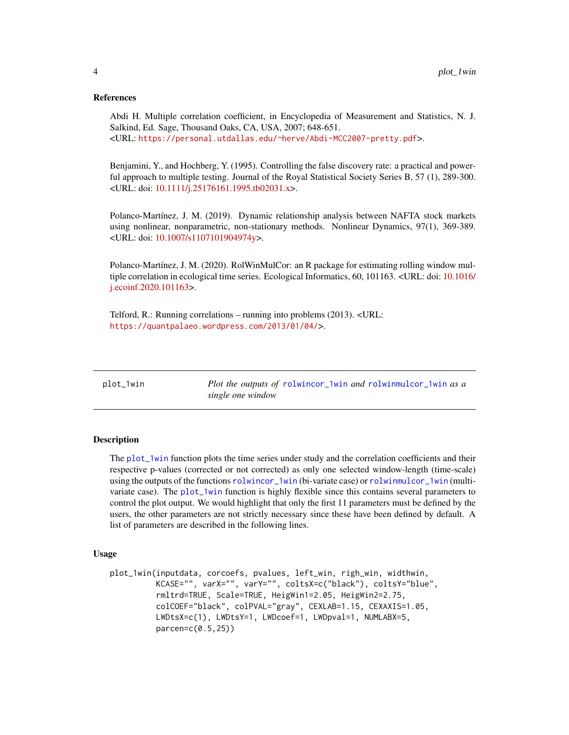### References

Abdi H. Multiple correlation coefficient, in Encyclopedia of Measurement and Statistics, N. J. Salkind, Ed. Sage, Thousand Oaks, CA, USA, 2007; 648-651.
<URL: https://personal.utdallas.edu/~herve/Abdi-MCC2007-pretty.pdf>.

Benjamini, Y., and Hochberg, Y. (1995). Controlling the false discovery rate: a practical and powerful approach to multiple testing. Journal of the Royal Statistical Society Series B, 57 (1), 289-300. <URL: doi: 10.1111/j.25176161.1995.tb02031.x>.

Polanco-Martínez, J. M. (2019). Dynamic relationship analysis between NAFTA stock markets using nonlinear, nonparametric, non-stationary methods. Nonlinear Dynamics, 97(1), 369-389. <URL: doi: 10.1007/s1107101904974y>.

Polanco-Martínez, J. M. (2020). RolWinMulCor: an R package for estimating rolling window multiple correlation in ecological time series. Ecological Informatics, 60, 101163. <URL: doi: 10.1016/j.ecoinf.2020.101163>.

Telford, R.: Running correlations – running into problems (2013). <URL: https://quantpalaeo.wordpress.com/2013/01/04/>.

---

## plot_1win — *Plot the outputs of rolwincor_1win and rolwinmulcor_1win as a single one window*

### Description

The plot_1win function plots the time series under study and the correlation coefficients and their respective p-values (corrected or not corrected) as only one selected window-length (time-scale) using the outputs of the functions rolwincor_1win (bi-variate case) or rolwinmulcor_1win (multi-variate case). The plot_1win function is highly flexible since this contains several parameters to control the plot output. We would highlight that only the first 11 parameters must be defined by the users, the other parameters are not strictly necessary since these have been defined by default. A list of parameters are described in the following lines.

### Usage

```
plot_1win(inputdata, corcoefs, pvalues, left_win, righ_win, widthwin,
          KCASE="", varX="", varY="", coltsX=c("black"), coltsY="blue",
          rmltrd=TRUE, Scale=TRUE, HeigWin1=2.05, HeigWin2=2.75,
          colCOEF="black", colPVAL="gray", CEXLAB=1.15, CEXAXIS=1.05,
          LWDtsX=c(1), LWDtsY=1, LWDcoef=1, LWDpval=1, NUMLABX=5,
          parcen=c(0.5,25))
```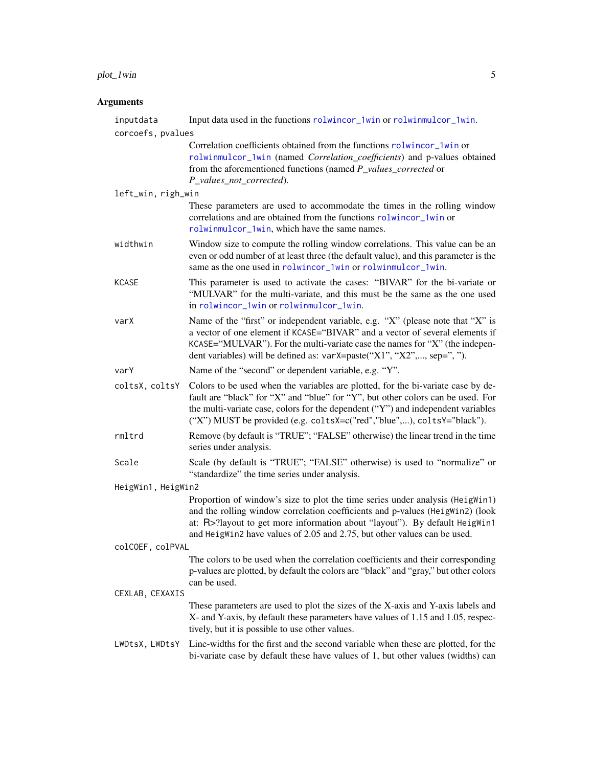## Arguments

**inputdata** Input data used in the functions `rolwincor_1win` or `rolwinmulcor_1win`.

**corcoefs, pvalues** Correlation coefficients obtained from the functions `rolwincor_1win` or `rolwinmulcor_1win` (named *Correlation_coefficients*) and p-values obtained from the aforementioned functions (named *P_values_corrected* or *P_values_not_corrected*).

**left_win, righ_win** These parameters are used to accommodate the times in the rolling window correlations and are obtained from the functions `rolwincor_1win` or `rolwinmulcor_1win`, which have the same names.

**widthwin** Window size to compute the rolling window correlations. This value can be an even or odd number of at least three (the default value), and this parameter is the same as the one used in `rolwincor_1win` or `rolwinmulcor_1win`.

**KCASE** This parameter is used to activate the cases: "BIVAR" for the bi-variate or "MULVAR" for the multi-variate, and this must be the same as the one used in `rolwincor_1win` or `rolwinmulcor_1win`.

**varX** Name of the "first" or independent variable, e.g. "X" (please note that "X" is a vector of one element if `KCASE`="BIVAR" and a vector of several elements if `KCASE`="MULVAR"). For the multi-variate case the names for "X" (the independent variables) will be defined as: `varX`=paste("X1", "X2",..., sep=", ").

**varY** Name of the "second" or dependent variable, e.g. "Y".

**coltsX, coltsY** Colors to be used when the variables are plotted, for the bi-variate case by default are "black" for "X" and "blue" for "Y", but other colors can be used. For the multi-variate case, colors for the dependent ("Y") and independent variables ("X") MUST be provided (e.g. `coltsX`=c("red","blue",...), `coltsY`="black").

**rmltrd** Remove (by default is "TRUE"; "FALSE" otherwise) the linear trend in the time series under analysis.

**Scale** Scale (by default is "TRUE"; "FALSE" otherwise) is used to "normalize" or "standardize" the time series under analysis.

**HeigWin1, HeigWin2** Proportion of window's size to plot the time series under analysis (`HeigWin1`) and the rolling window correlation coefficients and p-values (`HeigWin2`) (look at: R>?layout to get more information about "layout"). By default `HeigWin1` and `HeigWin2` have values of 2.05 and 2.75, but other values can be used.

**colCOEF, colPVAL** The colors to be used when the correlation coefficients and their corresponding p-values are plotted, by default the colors are "black" and "gray," but other colors can be used.

**CEXLAB, CEXAXIS** These parameters are used to plot the sizes of the X-axis and Y-axis labels and X- and Y-axis, by default these parameters have values of 1.15 and 1.05, respectively, but it is possible to use other values.

**LWDtsX, LWDtsY** Line-widths for the first and the second variable when these are plotted, for the bi-variate case by default these have values of 1, but other values (widths) can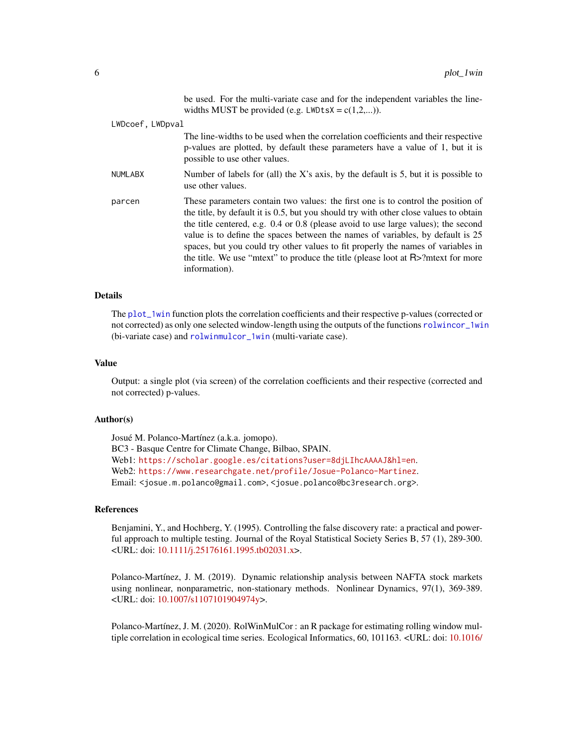be used. For the multi-variate case and for the independent variables the line-widths MUST be provided (e.g. `LWDtsX` = c(1,2,...)).

`LWDcoef, LWDpval`
: The line-widths to be used when the correlation coefficients and their respective p-values are plotted, by default these parameters have a value of 1, but it is possible to use other values.

`NUMLABX`
: Number of labels for (all) the X's axis, by the default is 5, but it is possible to use other values.

`parcen`
: These parameters contain two values: the first one is to control the position of the title, by default it is 0.5, but you should try with other close values to obtain the title centered, e.g. 0.4 or 0.8 (please avoid to use large values); the second value is to define the spaces between the names of variables, by default is 25 spaces, but you could try other values to fit properly the names of variables in the title. We use "mtext" to produce the title (please loot at R>?mtext for more information).

### Details

The plot_1win function plots the correlation coefficients and their respective p-values (corrected or not corrected) as only one selected window-length using the outputs of the functions rolwincor_1win (bi-variate case) and rolwinmulcor_1win (multi-variate case).

### Value

Output: a single plot (via screen) of the correlation coefficients and their respective (corrected and not corrected) p-values.

### Author(s)

Josué M. Polanco-Martínez (a.k.a. jomopo).
BC3 - Basque Centre for Climate Change, Bilbao, SPAIN.
Web1: https://scholar.google.es/citations?user=8djLIhcAAAAJ&hl=en.
Web2: https://www.researchgate.net/profile/Josue-Polanco-Martinez.
Email: <josue.m.polanco@gmail.com>, <josue.polanco@bc3research.org>.

### References

Benjamini, Y., and Hochberg, Y. (1995). Controlling the false discovery rate: a practical and powerful approach to multiple testing. Journal of the Royal Statistical Society Series B, 57 (1), 289-300. <URL: doi: 10.1111/j.25176161.1995.tb02031.x>.

Polanco-Martínez, J. M. (2019). Dynamic relationship analysis between NAFTA stock markets using nonlinear, nonparametric, non-stationary methods. Nonlinear Dynamics, 97(1), 369-389. <URL: doi: 10.1007/s1107101904974y>.

Polanco-Martínez, J. M. (2020). RolWinMulCor : an R package for estimating rolling window multiple correlation in ecological time series. Ecological Informatics, 60, 101163. <URL: doi: 10.1016/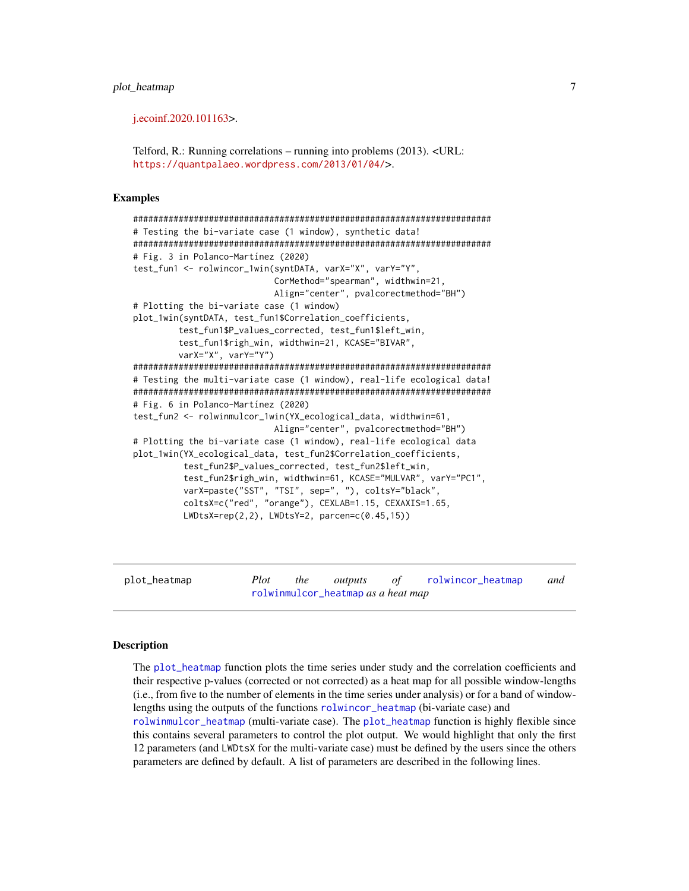j.ecoinf.2020.101163>.

Telford, R.: Running correlations – running into problems (2013). <URL: https://quantpalaeo.wordpress.com/2013/01/04/>.

## Examples

```
########################################################################
# Testing the bi-variate case (1 window), synthetic data!
########################################################################
# Fig. 3 in Polanco-Martínez (2020)
test_fun1 <- rolwincor_1win(syntDATA, varX="X", varY="Y",
                            CorMethod="spearman", widthwin=21,
                            Align="center", pvalcorectmethod="BH")
# Plotting the bi-variate case (1 window)
plot_1win(syntDATA, test_fun1$Correlation_coefficients,
         test_fun1$P_values_corrected, test_fun1$left_win,
         test_fun1$righ_win, widthwin=21, KCASE="BIVAR",
         varX="X", varY="Y")
########################################################################
# Testing the multi-variate case (1 window), real-life ecological data!
########################################################################
# Fig. 6 in Polanco-Martínez (2020)
test_fun2 <- rolwinmulcor_1win(YX_ecological_data, widthwin=61,
                            Align="center", pvalcorectmethod="BH")
# Plotting the bi-variate case (1 window), real-life ecological data
plot_1win(YX_ecological_data, test_fun2$Correlation_coefficients,
          test_fun2$P_values_corrected, test_fun2$left_win,
          test_fun2$righ_win, widthwin=61, KCASE="MULVAR", varY="PC1",
          varX=paste("SST", "TSI", sep=", "), coltsY="black",
          coltsX=c("red", "orange"), CEXLAB=1.15, CEXAXIS=1.65,
          LWDtsX=rep(2,2), LWDtsY=2, parcen=c(0.45,15))
```

---

# plot_heatmap — *Plot the outputs of* rolwincor_heatmap *and* rolwinmulcor_heatmap *as a heat map*

---

## Description

The plot_heatmap function plots the time series under study and the correlation coefficients and their respective p-values (corrected or not corrected) as a heat map for all possible window-lengths (i.e., from five to the number of elements in the time series under analysis) or for a band of window-lengths using the outputs of the functions rolwincor_heatmap (bi-variate case) and rolwinmulcor_heatmap (multi-variate case). The plot_heatmap function is highly flexible since this contains several parameters to control the plot output. We would highlight that only the first 12 parameters (and LWDtsX for the multi-variate case) must be defined by the users since the others parameters are defined by default. A list of parameters are described in the following lines.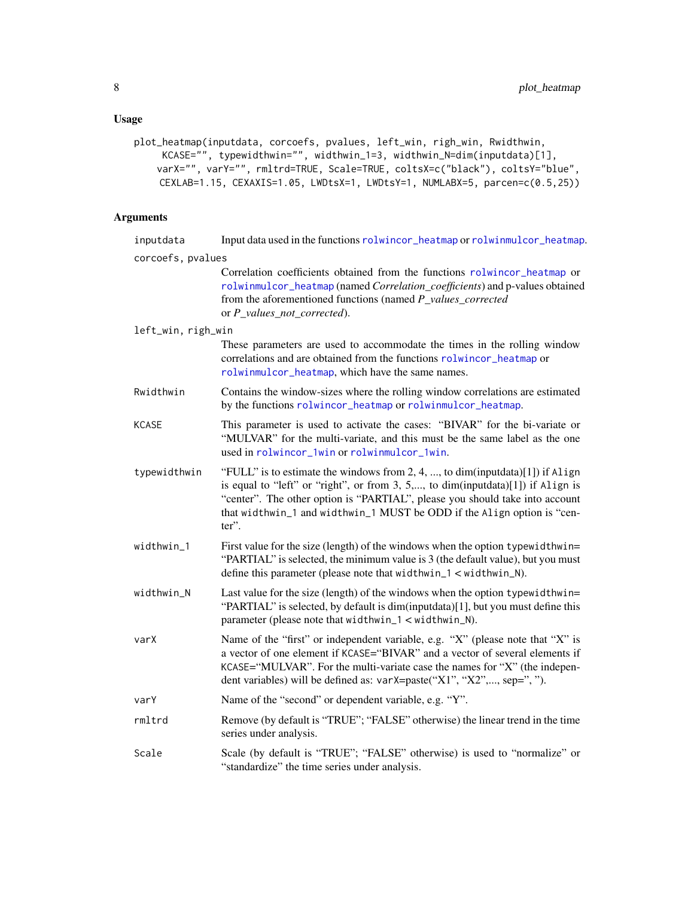### Usage

```
plot_heatmap(inputdata, corcoefs, pvalues, left_win, righ_win, Rwidthwin,
     KCASE="", typewidthwin="", widthwin_1=3, widthwin_N=dim(inputdata)[1],
    varX="", varY="", rmltrd=TRUE, Scale=TRUE, coltsX=c("black"), coltsY="blue",
     CEXLAB=1.15, CEXAXIS=1.05, LWDtsX=1, LWDtsY=1, NUMLABX=5, parcen=c(0.5,25))
```

### Arguments

**inputdata**
: Input data used in the functions rolwincor_heatmap or rolwinmulcor_heatmap.

**corcoefs, pvalues**
: Correlation coefficients obtained from the functions rolwincor_heatmap or rolwinmulcor_heatmap (named *Correlation_coefficients*) and p-values obtained from the aforementioned functions (named *P_values_corrected* or *P_values_not_corrected*).

**left_win, righ_win**
: These parameters are used to accommodate the times in the rolling window correlations and are obtained from the functions rolwincor_heatmap or rolwinmulcor_heatmap, which have the same names.

**Rwidthwin**
: Contains the window-sizes where the rolling window correlations are estimated by the functions rolwincor_heatmap or rolwinmulcor_heatmap.

**KCASE**
: This parameter is used to activate the cases: "BIVAR" for the bi-variate or "MULVAR" for the multi-variate, and this must be the same label as the one used in rolwincor_1win or rolwinmulcor_1win.

**typewidthwin**
: "FULL" is to estimate the windows from 2, 4, ..., to dim(inputdata)[1]) if `Align` is equal to "left" or "right", or from 3, 5,..., to dim(inputdata)[1]) if `Align` is "center". The other option is "PARTIAL", please you should take into account that `widthwin_1` and `widthwin_1` MUST be ODD if the `Align` option is "center".

**widthwin_1**
: First value for the size (length) of the windows when the option `typewidthwin`= "PARTIAL" is selected, the minimum value is 3 (the default value), but you must define this parameter (please note that `widthwin_1 < widthwin_N`).

**widthwin_N**
: Last value for the size (length) of the windows when the option `typewidthwin`= "PARTIAL" is selected, by default is dim(inputdata)[1], but you must define this parameter (please note that `widthwin_1 < widthwin_N`).

**varX**
: Name of the "first" or independent variable, e.g. "X" (please note that "X" is a vector of one element if `KCASE`="BIVAR" and a vector of several elements if `KCASE`="MULVAR". For the multi-variate case the names for "X" (the independent variables) will be defined as: `varX`=paste("X1", "X2",..., sep=", ").

**varY**
: Name of the "second" or dependent variable, e.g. "Y".

**rmltrd**
: Remove (by default is "TRUE"; "FALSE" otherwise) the linear trend in the time series under analysis.

**Scale**
: Scale (by default is "TRUE"; "FALSE" otherwise) is used to "normalize" or "standardize" the time series under analysis.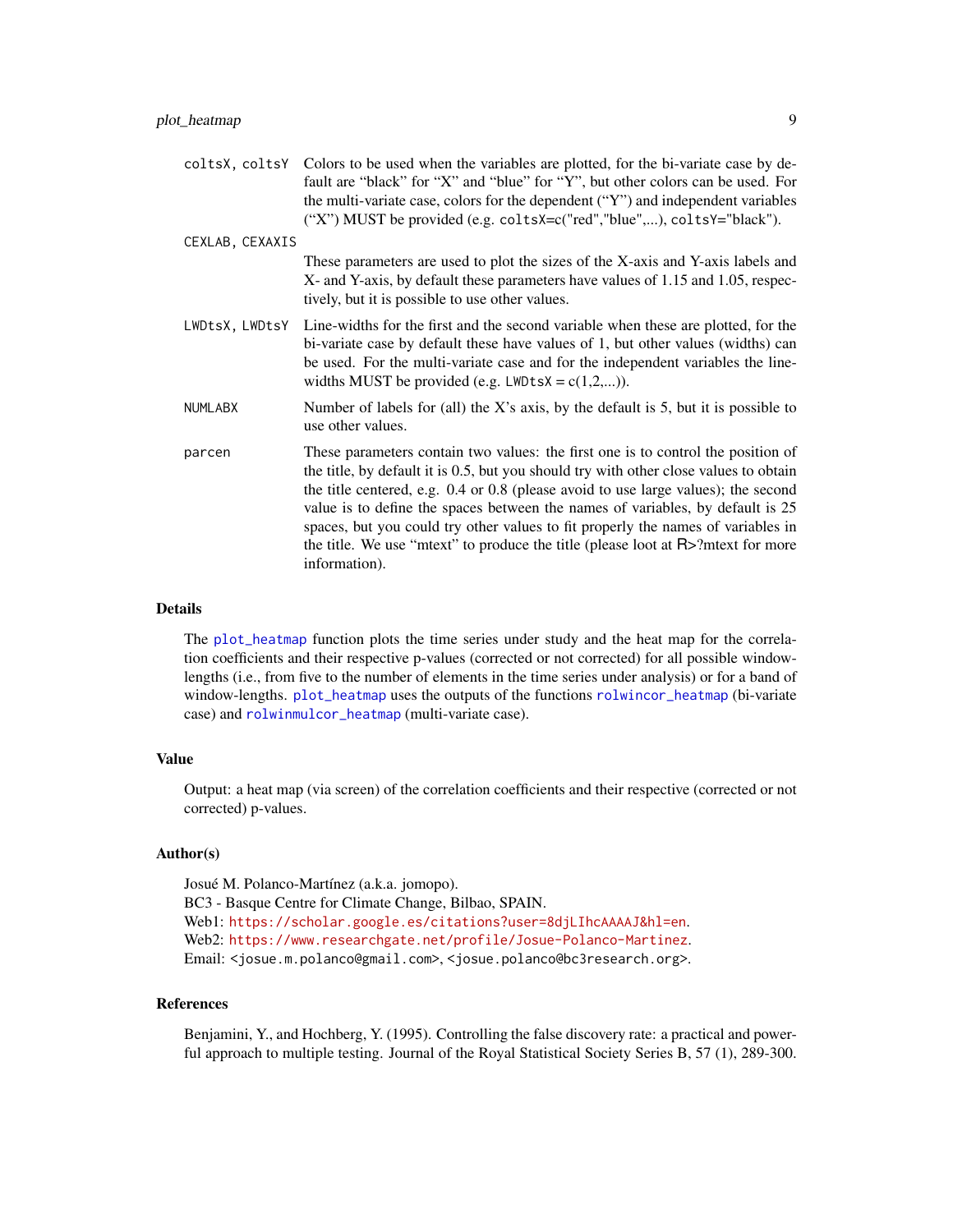`coltsX, coltsY` Colors to be used when the variables are plotted, for the bi-variate case by default are "black" for "X" and "blue" for "Y", but other colors can be used. For the multi-variate case, colors for the dependent ("Y") and independent variables ("X") MUST be provided (e.g. `coltsX=c("red","blue",...)`, `coltsY="black"`).

`CEXLAB, CEXAXIS`
These parameters are used to plot the sizes of the X-axis and Y-axis labels and X- and Y-axis, by default these parameters have values of 1.15 and 1.05, respectively, but it is possible to use other values.

`LWDtsX, LWDtsY` Line-widths for the first and the second variable when these are plotted, for the bi-variate case by default these have values of 1, but other values (widths) can be used. For the multi-variate case and for the independent variables the line-widths MUST be provided (e.g. `LWDtsX` = c(1,2,...)).

`NUMLABX` Number of labels for (all) the X's axis, by the default is 5, but it is possible to use other values.

`parcen` These parameters contain two values: the first one is to control the position of the title, by default it is 0.5, but you should try with other close values to obtain the title centered, e.g. 0.4 or 0.8 (please avoid to use large values); the second value is to define the spaces between the names of variables, by default is 25 spaces, but you could try other values to fit properly the names of variables in the title. We use "mtext" to produce the title (please loot at R>?mtext for more information).

## Details

The `plot_heatmap` function plots the time series under study and the heat map for the correlation coefficients and their respective p-values (corrected or not corrected) for all possible window-lengths (i.e., from five to the number of elements in the time series under analysis) or for a band of window-lengths. `plot_heatmap` uses the outputs of the functions `rolwincor_heatmap` (bi-variate case) and `rolwinmulcor_heatmap` (multi-variate case).

## Value

Output: a heat map (via screen) of the correlation coefficients and their respective (corrected or not corrected) p-values.

## Author(s)

Josué M. Polanco-Martínez (a.k.a. jomopo).
BC3 - Basque Centre for Climate Change, Bilbao, SPAIN.
Web1: https://scholar.google.es/citations?user=8djLIhcAAAAJ&hl=en.
Web2: https://www.researchgate.net/profile/Josue-Polanco-Martinez.
Email: <josue.m.polanco@gmail.com>, <josue.polanco@bc3research.org>.

## References

Benjamini, Y., and Hochberg, Y. (1995). Controlling the false discovery rate: a practical and powerful approach to multiple testing. Journal of the Royal Statistical Society Series B, 57 (1), 289-300.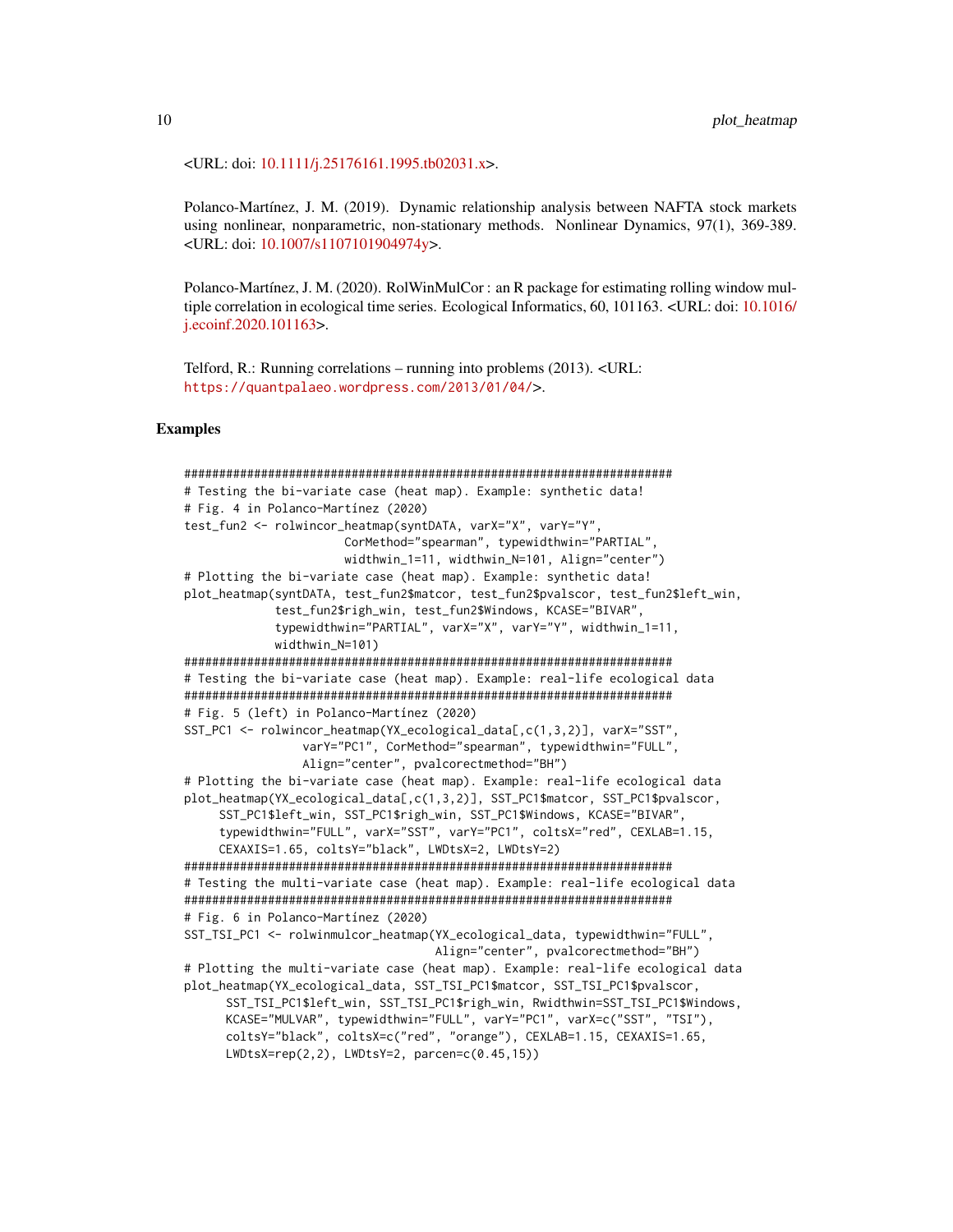<URL: doi: 10.1111/j.25176161.1995.tb02031.x>.

Polanco-Martínez, J. M. (2019). Dynamic relationship analysis between NAFTA stock markets using nonlinear, nonparametric, non-stationary methods. Nonlinear Dynamics, 97(1), 369-389. <URL: doi: 10.1007/s1107101904974y>.

Polanco-Martínez, J. M. (2020). RolWinMulCor : an R package for estimating rolling window multiple correlation in ecological time series. Ecological Informatics, 60, 101163. <URL: doi: 10.1016/j.ecoinf.2020.101163>.

Telford, R.: Running correlations – running into problems (2013). <URL: https://quantpalaeo.wordpress.com/2013/01/04/>.

### Examples

```
########################################################################
# Testing the bi-variate case (heat map). Example: synthetic data!
# Fig. 4 in Polanco-Martínez (2020)
test_fun2 <- rolwincor_heatmap(syntDATA, varX="X", varY="Y",
                      CorMethod="spearman", typewidthwin="PARTIAL",
                      widthwin_1=11, widthwin_N=101, Align="center")
# Plotting the bi-variate case (heat map). Example: synthetic data!
plot_heatmap(syntDATA, test_fun2$matcor, test_fun2$pvalscor, test_fun2$left_win,
            test_fun2$righ_win, test_fun2$Windows, KCASE="BIVAR",
            typewidthwin="PARTIAL", varX="X", varY="Y", widthwin_1=11,
            widthwin_N=101)
########################################################################
# Testing the bi-variate case (heat map). Example: real-life ecological data
########################################################################
# Fig. 5 (left) in Polanco-Martínez (2020)
SST_PC1 <- rolwincor_heatmap(YX_ecological_data[,c(1,3,2)], varX="SST",
                varY="PC1", CorMethod="spearman", typewidthwin="FULL",
                Align="center", pvalcorectmethod="BH")
# Plotting the bi-variate case (heat map). Example: real-life ecological data
plot_heatmap(YX_ecological_data[,c(1,3,2)], SST_PC1$matcor, SST_PC1$pvalscor,
     SST_PC1$left_win, SST_PC1$righ_win, SST_PC1$Windows, KCASE="BIVAR",
     typewidthwin="FULL", varX="SST", varY="PC1", coltsX="red", CEXLAB=1.15,
     CEXAXIS=1.65, coltsY="black", LWDtsX=2, LWDtsY=2)
########################################################################
# Testing the multi-variate case (heat map). Example: real-life ecological data
########################################################################
# Fig. 6 in Polanco-Martínez (2020)
SST_TSI_PC1 <- rolwinmulcor_heatmap(YX_ecological_data, typewidthwin="FULL",
                                  Align="center", pvalcorectmethod="BH")
# Plotting the multi-variate case (heat map). Example: real-life ecological data
plot_heatmap(YX_ecological_data, SST_TSI_PC1$matcor, SST_TSI_PC1$pvalscor,
      SST_TSI_PC1$left_win, SST_TSI_PC1$righ_win, Rwidthwin=SST_TSI_PC1$Windows,
      KCASE="MULVAR", typewidthwin="FULL", varY="PC1", varX=c("SST", "TSI"),
      coltsY="black", coltsX=c("red", "orange"), CEXLAB=1.15, CEXAXIS=1.65,
      LWDtsX=rep(2,2), LWDtsY=2, parcen=c(0.45,15))
```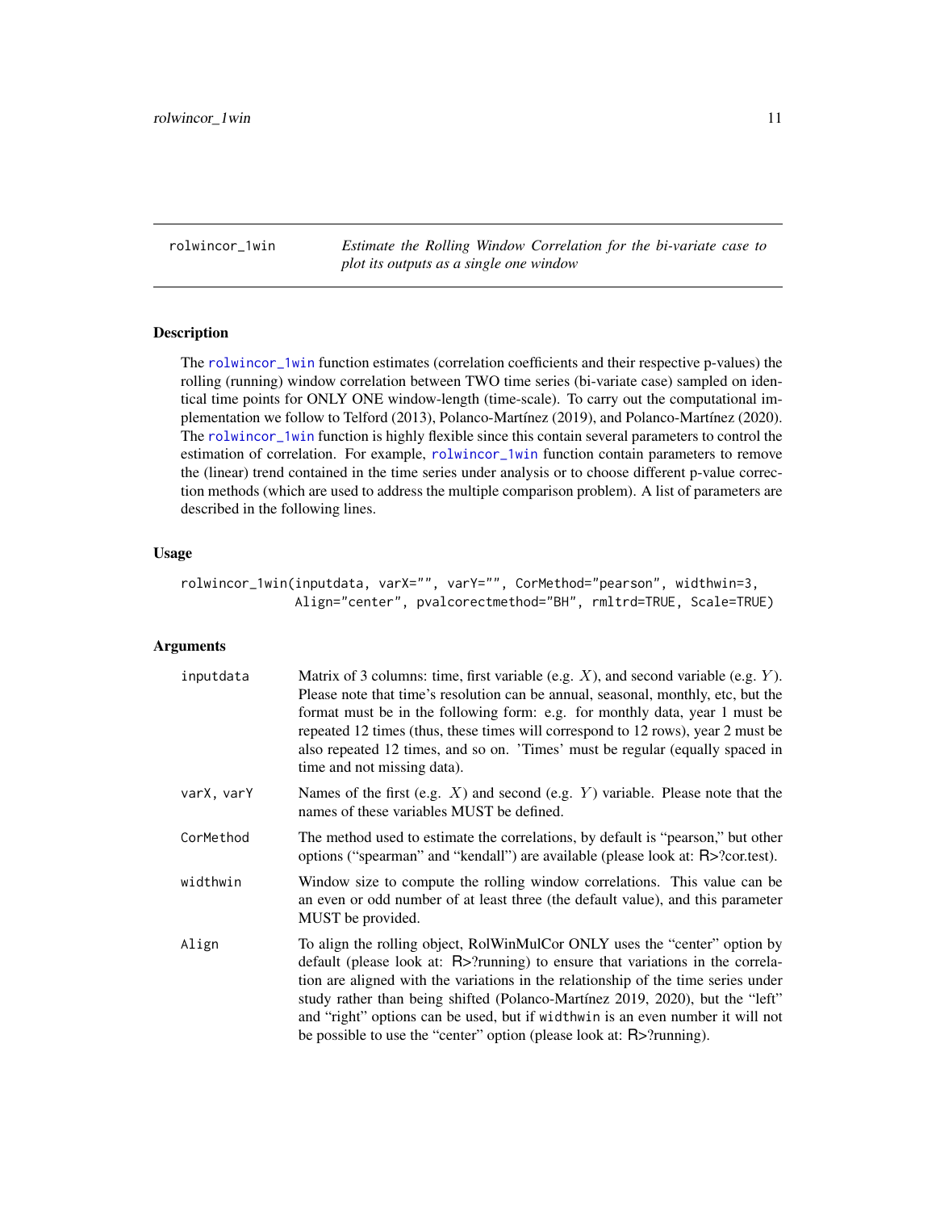`rolwincor_1win` — *Estimate the Rolling Window Correlation for the bi-variate case to plot its outputs as a single one window*

## Description

The `rolwincor_1win` function estimates (correlation coefficients and their respective p-values) the rolling (running) window correlation between TWO time series (bi-variate case) sampled on identical time points for ONLY ONE window-length (time-scale). To carry out the computational implementation we follow to Telford (2013), Polanco-Martínez (2019), and Polanco-Martínez (2020). The `rolwincor_1win` function is highly flexible since this contain several parameters to control the estimation of correlation. For example, `rolwincor_1win` function contain parameters to remove the (linear) trend contained in the time series under analysis or to choose different p-value correction methods (which are used to address the multiple comparison problem). A list of parameters are described in the following lines.

## Usage

```
rolwincor_1win(inputdata, varX="", varY="", CorMethod="pearson", widthwin=3,
               Align="center", pvalcorectmethod="BH", rmltrd=TRUE, Scale=TRUE)
```

## Arguments

| | |
|---|---|
| `inputdata` | Matrix of 3 columns: time, first variable (e.g. $X$), and second variable (e.g. $Y$). Please note that time's resolution can be annual, seasonal, monthly, etc, but the format must be in the following form: e.g. for monthly data, year 1 must be repeated 12 times (thus, these times will correspond to 12 rows), year 2 must be also repeated 12 times, and so on. 'Times' must be regular (equally spaced in time and not missing data). |
| `varX, varY` | Names of the first (e.g. $X$) and second (e.g. $Y$) variable. Please note that the names of these variables MUST be defined. |
| `CorMethod` | The method used to estimate the correlations, by default is "pearson," but other options ("spearman" and "kendall") are available (please look at: R>?cor.test). |
| `widthwin` | Window size to compute the rolling window correlations. This value can be an even or odd number of at least three (the default value), and this parameter MUST be provided. |
| `Align` | To align the rolling object, RolWinMulCor ONLY uses the "center" option by default (please look at: R>?running) to ensure that variations in the correlation are aligned with the variations in the relationship of the time series under study rather than being shifted (Polanco-Martínez 2019, 2020), but the "left" and "right" options can be used, but if `widthwin` is an even number it will not be possible to use the "center" option (please look at: R>?running). |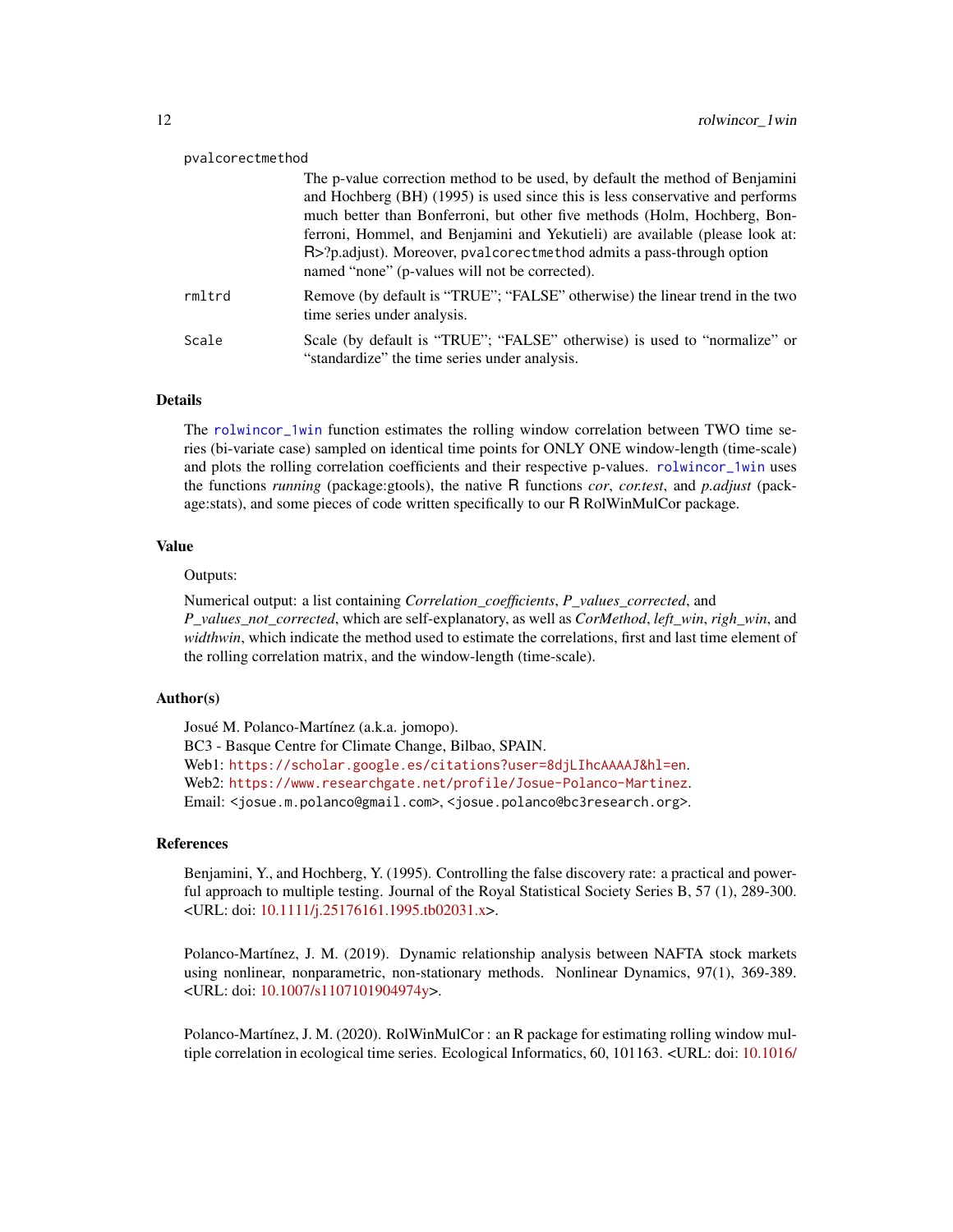pvalcorectmethod

The p-value correction method to be used, by default the method of Benjamini and Hochberg (BH) (1995) is used since this is less conservative and performs much better than Bonferroni, but other five methods (Holm, Hochberg, Bonferroni, Hommel, and Benjamini and Yekutieli) are available (please look at: R>?p.adjust). Moreover, `pvalcorectmethod` admits a pass-through option named "none" (p-values will not be corrected).

rmltrd
: Remove (by default is "TRUE"; "FALSE" otherwise) the linear trend in the two time series under analysis.

Scale
: Scale (by default is "TRUE"; "FALSE" otherwise) is used to "normalize" or "standardize" the time series under analysis.

## Details

The `rolwincor_1win` function estimates the rolling window correlation between TWO time series (bi-variate case) sampled on identical time points for ONLY ONE window-length (time-scale) and plots the rolling correlation coefficients and their respective p-values. `rolwincor_1win` uses the functions *running* (package:gtools), the native R functions *cor*, *cor.test*, and *p.adjust* (package:stats), and some pieces of code written specifically to our R RolWinMulCor package.

## Value

Outputs:

Numerical output: a list containing *Correlation_coefficients*, *P_values_corrected*, and *P_values_not_corrected*, which are self-explanatory, as well as *CorMethod*, *left_win*, *righ_win*, and *widthwin*, which indicate the method used to estimate the correlations, first and last time element of the rolling correlation matrix, and the window-length (time-scale).

## Author(s)

Josué M. Polanco-Martínez (a.k.a. jomopo).
BC3 - Basque Centre for Climate Change, Bilbao, SPAIN.
Web1: https://scholar.google.es/citations?user=8djLIhcAAAAJ&hl=en.
Web2: https://www.researchgate.net/profile/Josue-Polanco-Martinez.
Email: <josue.m.polanco@gmail.com>, <josue.polanco@bc3research.org>.

## References

Benjamini, Y., and Hochberg, Y. (1995). Controlling the false discovery rate: a practical and powerful approach to multiple testing. Journal of the Royal Statistical Society Series B, 57 (1), 289-300. <URL: doi: 10.1111/j.25176161.1995.tb02031.x>.

Polanco-Martínez, J. M. (2019). Dynamic relationship analysis between NAFTA stock markets using nonlinear, nonparametric, non-stationary methods. Nonlinear Dynamics, 97(1), 369-389. <URL: doi: 10.1007/s1107101904974y>.

Polanco-Martínez, J. M. (2020). RolWinMulCor : an R package for estimating rolling window multiple correlation in ecological time series. Ecological Informatics, 60, 101163. <URL: doi: 10.1016/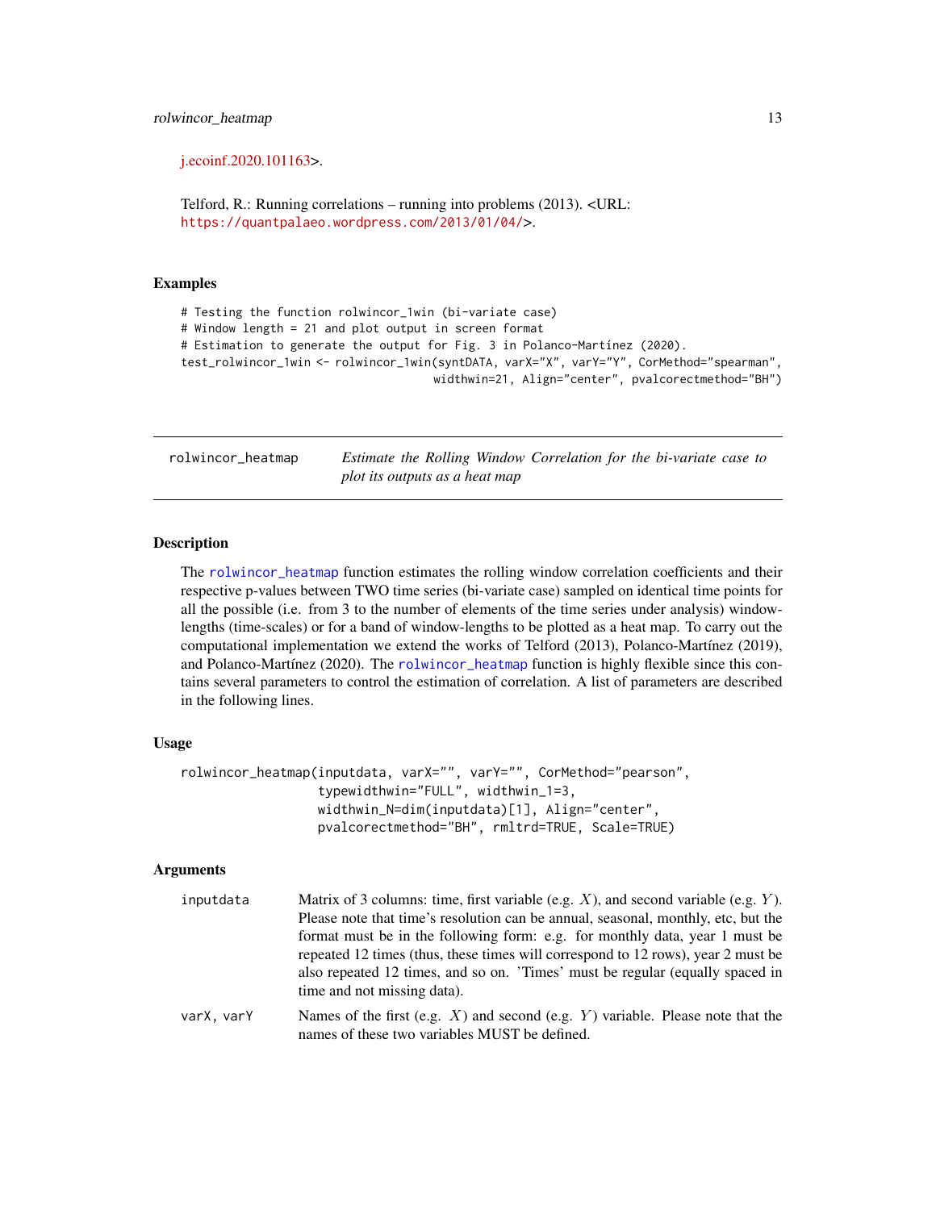j.ecoinf.2020.101163>.

Telford, R.: Running correlations – running into problems (2013). <URL: https://quantpalaeo.wordpress.com/2013/01/04/>.

### Examples

```
# Testing the function rolwincor_1win (bi-variate case)
# Window length = 21 and plot output in screen format
# Estimation to generate the output for Fig. 3 in Polanco-Martínez (2020).
test_rolwincor_1win <- rolwincor_1win(syntDATA, varX="X", varY="Y", CorMethod="spearman",
                                      widthwin=21, Align="center", pvalcorectmethod="BH")
```

---

## rolwincor_heatmap    *Estimate the Rolling Window Correlation for the bi-variate case to plot its outputs as a heat map*

---

### Description

The rolwincor_heatmap function estimates the rolling window correlation coefficients and their respective p-values between TWO time series (bi-variate case) sampled on identical time points for all the possible (i.e. from 3 to the number of elements of the time series under analysis) window-lengths (time-scales) or for a band of window-lengths to be plotted as a heat map. To carry out the computational implementation we extend the works of Telford (2013), Polanco-Martínez (2019), and Polanco-Martínez (2020). The rolwincor_heatmap function is highly flexible since this contains several parameters to control the estimation of correlation. A list of parameters are described in the following lines.

### Usage

```
rolwincor_heatmap(inputdata, varX="", varY="", CorMethod="pearson",
                  typewidthwin="FULL", widthwin_1=3,
                  widthwin_N=dim(inputdata)[1], Align="center",
                  pvalcorectmethod="BH", rmltrd=TRUE, Scale=TRUE)
```

### Arguments

| | |
|---|---|
| inputdata | Matrix of 3 columns: time, first variable (e.g. $X$), and second variable (e.g. $Y$). Please note that time's resolution can be annual, seasonal, monthly, etc, but the format must be in the following form: e.g. for monthly data, year 1 must be repeated 12 times (thus, these times will correspond to 12 rows), year 2 must be also repeated 12 times, and so on. 'Times' must be regular (equally spaced in time and not missing data). |
| varX, varY | Names of the first (e.g. $X$) and second (e.g. $Y$) variable. Please note that the names of these two variables MUST be defined. |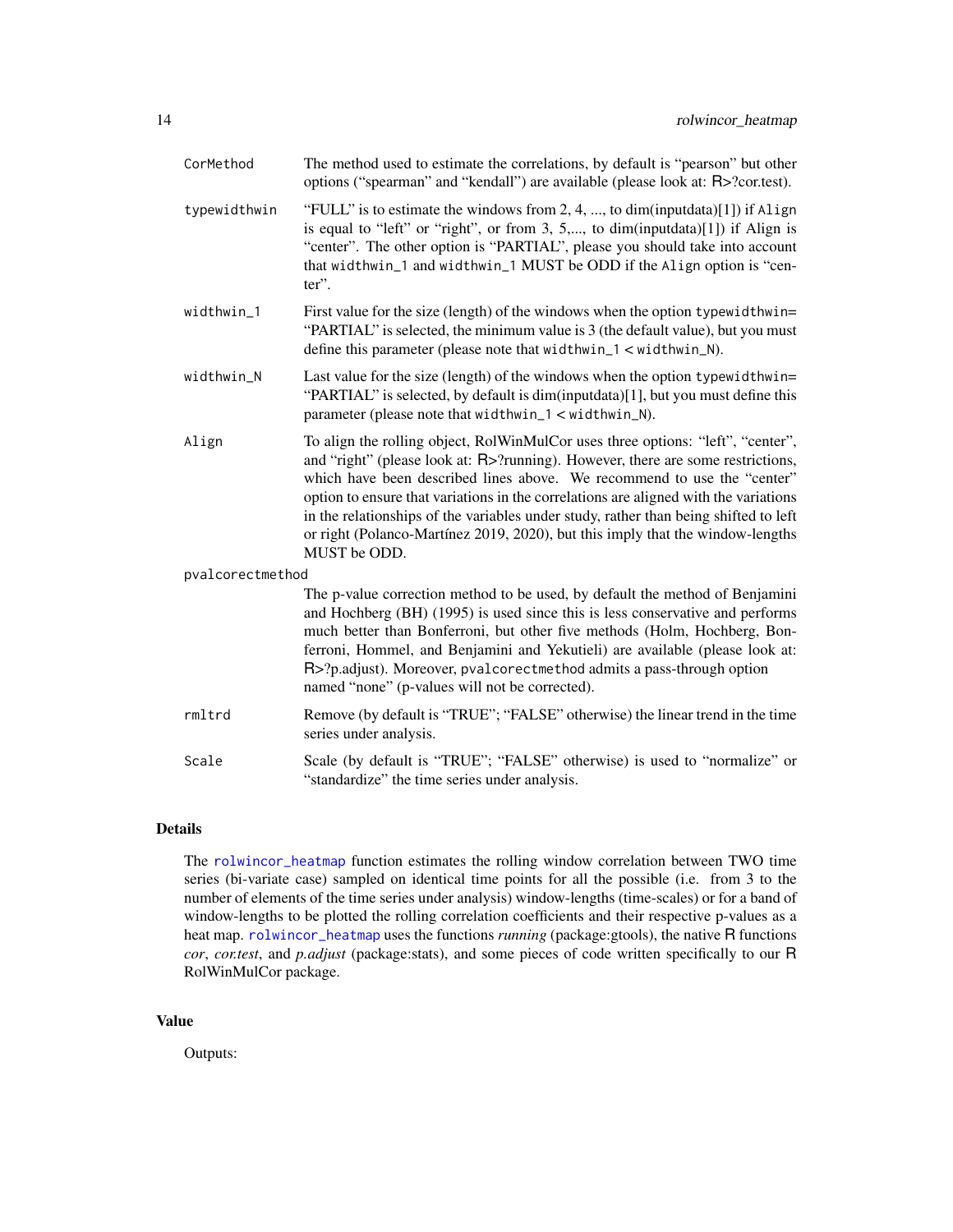| Argument | Description |
| --- | --- |
| `CorMethod` | The method used to estimate the correlations, by default is "pearson" but other options ("spearman" and "kendall") are available (please look at: R>?cor.test). |
| `typewidthwin` | "FULL" is to estimate the windows from 2, 4, ..., to dim(inputdata)[1]) if `Align` is equal to "left" or "right", or from 3, 5,..., to dim(inputdata)[1]) if Align is "center". The other option is "PARTIAL", please you should take into account that `widthwin_1` and `widthwin_1` MUST be ODD if the `Align` option is "center". |
| `widthwin_1` | First value for the size (length) of the windows when the option `typewidthwin`= "PARTIAL" is selected, the minimum value is 3 (the default value), but you must define this parameter (please note that `widthwin_1` < `widthwin_N`). |
| `widthwin_N` | Last value for the size (length) of the windows when the option `typewidthwin`= "PARTIAL" is selected, by default is dim(inputdata)[1], but you must define this parameter (please note that `widthwin_1` < `widthwin_N`). |
| `Align` | To align the rolling object, RolWinMulCor uses three options: "left", "center", and "right" (please look at: R>?running). However, there are some restrictions, which have been described lines above. We recommend to use the "center" option to ensure that variations in the correlations are aligned with the variations in the relationships of the variables under study, rather than being shifted to left or right (Polanco-Martínez 2019, 2020), but this imply that the window-lengths MUST be ODD. |
| `pvalcorectmethod` | The p-value correction method to be used, by default the method of Benjamini and Hochberg (BH) (1995) is used since this is less conservative and performs much better than Bonferroni, but other five methods (Holm, Hochberg, Bonferroni, Hommel, and Benjamini and Yekutieli) are available (please look at: R>?p.adjust). Moreover, `pvalcorectmethod` admits a pass-through option named "none" (p-values will not be corrected). |
| `rmltrd` | Remove (by default is "TRUE"; "FALSE" otherwise) the linear trend in the time series under analysis. |
| `Scale` | Scale (by default is "TRUE"; "FALSE" otherwise) is used to "normalize" or "standardize" the time series under analysis. |

## Details

The `rolwincor_heatmap` function estimates the rolling window correlation between TWO time series (bi-variate case) sampled on identical time points for all the possible (i.e. from 3 to the number of elements of the time series under analysis) window-lengths (time-scales) or for a band of window-lengths to be plotted the rolling correlation coefficients and their respective p-values as a heat map. `rolwincor_heatmap` uses the functions *running* (package:gtools), the native R functions *cor*, *cor.test*, and *p.adjust* (package:stats), and some pieces of code written specifically to our R RolWinMulCor package.

## Value

Outputs: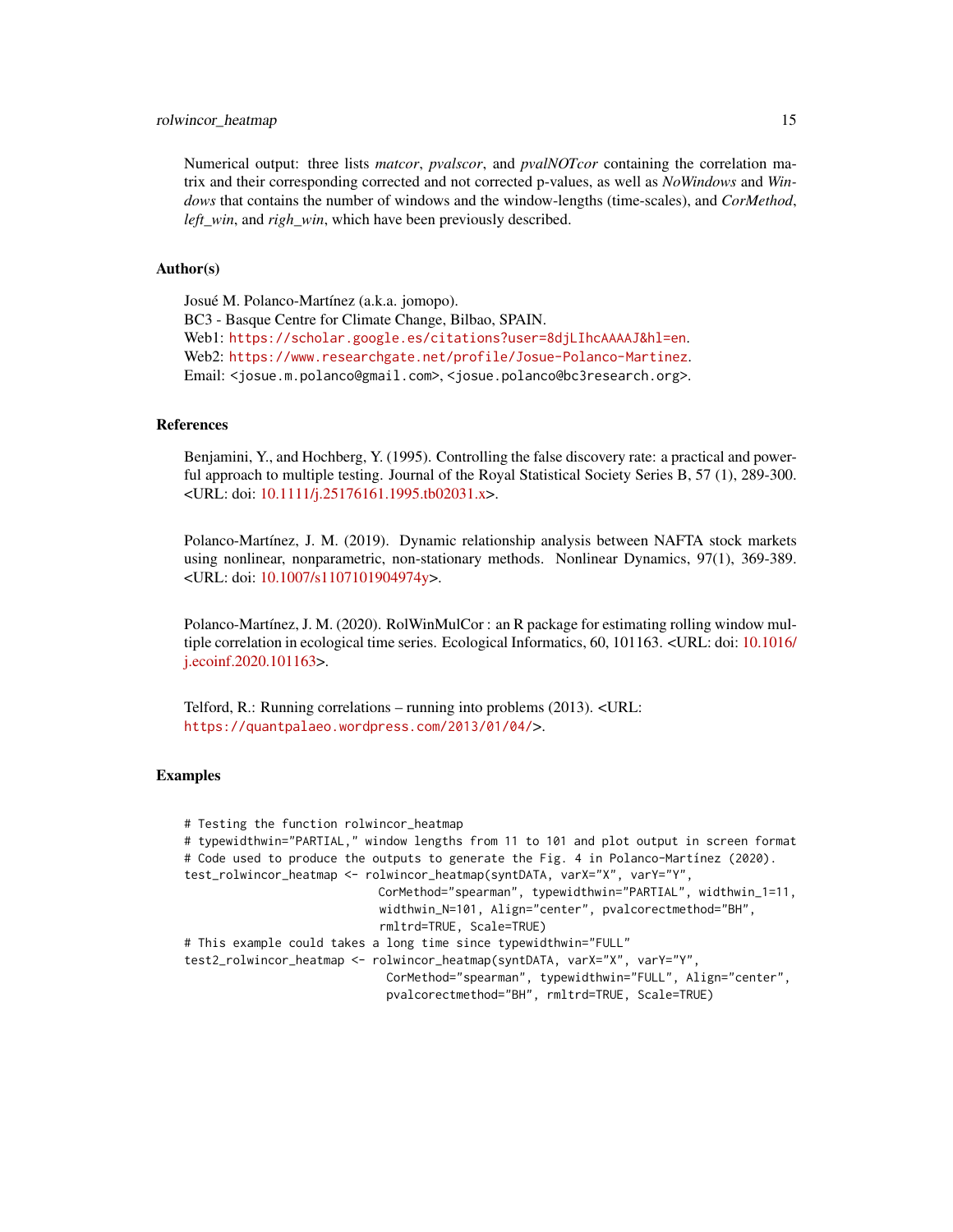Numerical output: three lists *matcor*, *pvalscor*, and *pvalNOTcor* containing the correlation matrix and their corresponding corrected and not corrected p-values, as well as *NoWindows* and *Windows* that contains the number of windows and the window-lengths (time-scales), and *CorMethod*, *left_win*, and *righ_win*, which have been previously described.

### Author(s)

Josué M. Polanco-Martínez (a.k.a. jomopo).
BC3 - Basque Centre for Climate Change, Bilbao, SPAIN.
Web1: https://scholar.google.es/citations?user=8djLIhcAAAAJ&hl=en.
Web2: https://www.researchgate.net/profile/Josue-Polanco-Martinez.
Email: <josue.m.polanco@gmail.com>, <josue.polanco@bc3research.org>.

### References

Benjamini, Y., and Hochberg, Y. (1995). Controlling the false discovery rate: a practical and powerful approach to multiple testing. Journal of the Royal Statistical Society Series B, 57 (1), 289-300. <URL: doi: 10.1111/j.25176161.1995.tb02031.x>.

Polanco-Martínez, J. M. (2019). Dynamic relationship analysis between NAFTA stock markets using nonlinear, nonparametric, non-stationary methods. Nonlinear Dynamics, 97(1), 369-389. <URL: doi: 10.1007/s1107101904974y>.

Polanco-Martínez, J. M. (2020). RolWinMulCor : an R package for estimating rolling window multiple correlation in ecological time series. Ecological Informatics, 60, 101163. <URL: doi: 10.1016/j.ecoinf.2020.101163>.

Telford, R.: Running correlations – running into problems (2013). <URL: https://quantpalaeo.wordpress.com/2013/01/04/>.

### Examples

```
# Testing the function rolwincor_heatmap
# typewidthwin="PARTIAL," window lengths from 11 to 101 and plot output in screen format
# Code used to produce the outputs to generate the Fig. 4 in Polanco-Martínez (2020).
test_rolwincor_heatmap <- rolwincor_heatmap(syntDATA, varX="X", varY="Y",
                            CorMethod="spearman", typewidthwin="PARTIAL", widthwin_1=11,
                            widthwin_N=101, Align="center", pvalcorectmethod="BH",
                            rmltrd=TRUE, Scale=TRUE)
# This example could takes a long time since typewidthwin="FULL"
test2_rolwincor_heatmap <- rolwincor_heatmap(syntDATA, varX="X", varY="Y",
                             CorMethod="spearman", typewidthwin="FULL", Align="center",
                             pvalcorectmethod="BH", rmltrd=TRUE, Scale=TRUE)
```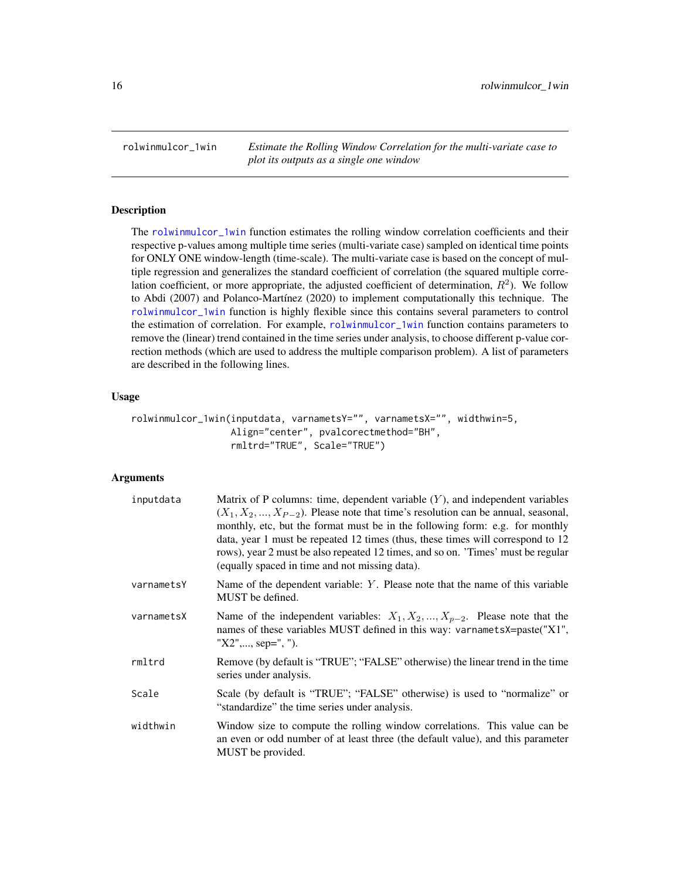rolwinmulcor_1win — *Estimate the Rolling Window Correlation for the multi-variate case to plot its outputs as a single one window*

### Description

The rolwinmulcor_1win function estimates the rolling window correlation coefficients and their respective p-values among multiple time series (multi-variate case) sampled on identical time points for ONLY ONE window-length (time-scale). The multi-variate case is based on the concept of multiple regression and generalizes the standard coefficient of correlation (the squared multiple correlation coefficient, or more appropriate, the adjusted coefficient of determination, $R^2$). We follow to Abdi (2007) and Polanco-Martínez (2020) to implement computationally this technique. The rolwinmulcor_1win function is highly flexible since this contains several parameters to control the estimation of correlation. For example, rolwinmulcor_1win function contains parameters to remove the (linear) trend contained in the time series under analysis, to choose different p-value correction methods (which are used to address the multiple comparison problem). A list of parameters are described in the following lines.

### Usage

```
rolwinmulcor_1win(inputdata, varnametsY="", varnametsX="", widthwin=5,
                  Align="center", pvalcorectmethod="BH",
                  rmltrd="TRUE", Scale="TRUE")
```

### Arguments

| | |
|---|---|
| inputdata | Matrix of P columns: time, dependent variable ($Y$), and independent variables ($X_1, X_2, ..., X_{P-2}$). Please note that time's resolution can be annual, seasonal, monthly, etc, but the format must be in the following form: e.g. for monthly data, year 1 must be repeated 12 times (thus, these times will correspond to 12 rows), year 2 must be also repeated 12 times, and so on. 'Times' must be regular (equally spaced in time and not missing data). |
| varnametsY | Name of the dependent variable: $Y$. Please note that the name of this variable MUST be defined. |
| varnametsX | Name of the independent variables: $X_1, X_2, ..., X_{p-2}$. Please note that the names of these variables MUST defined in this way: varnametsX=paste("X1", "X2",..., sep=", "). |
| rmltrd | Remove (by default is "TRUE"; "FALSE" otherwise) the linear trend in the time series under analysis. |
| Scale | Scale (by default is "TRUE"; "FALSE" otherwise) is used to "normalize" or "standardize" the time series under analysis. |
| widthwin | Window size to compute the rolling window correlations. This value can be an even or odd number of at least three (the default value), and this parameter MUST be provided. |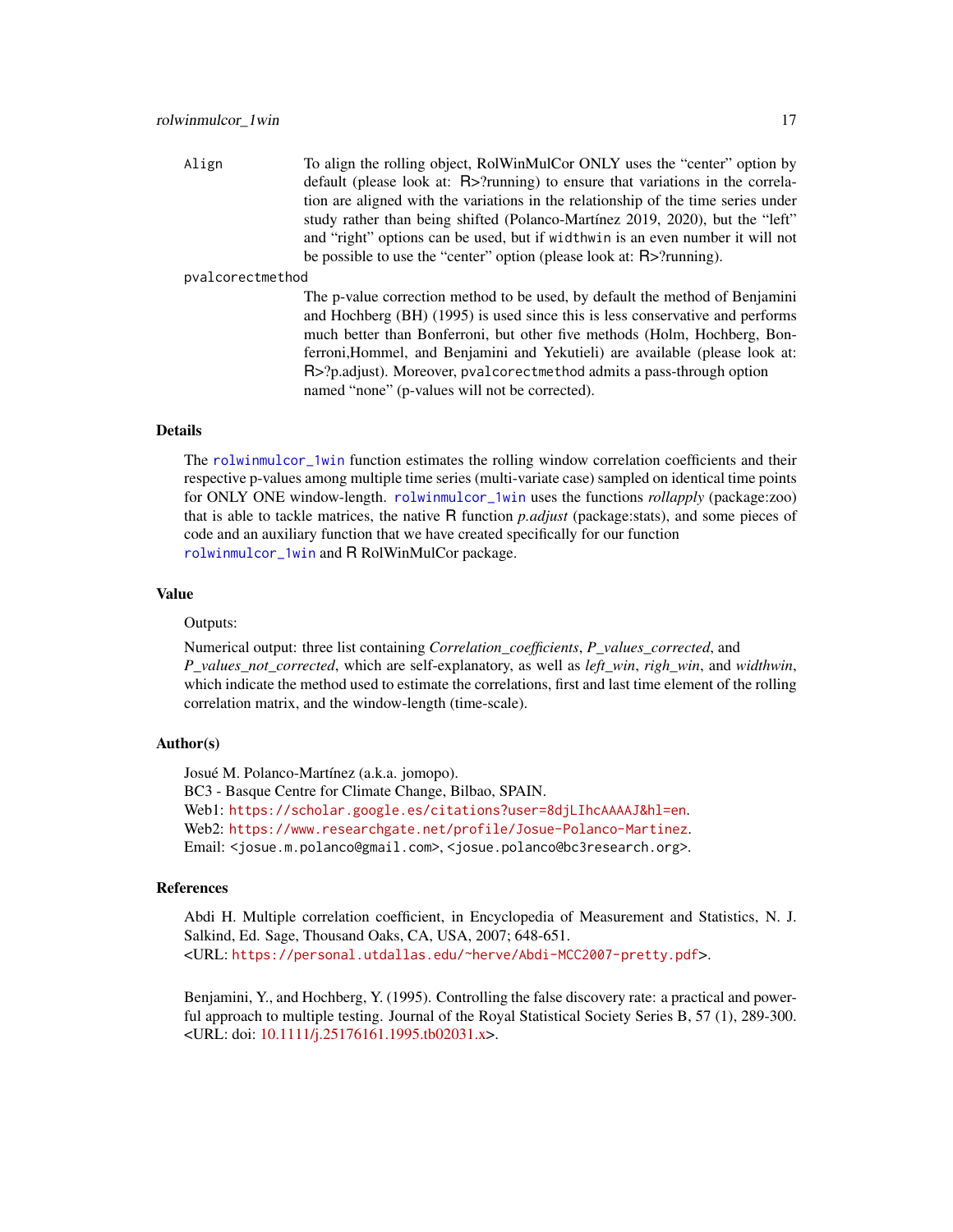Align
: To align the rolling object, RolWinMulCor ONLY uses the "center" option by default (please look at: R>?running) to ensure that variations in the correlation are aligned with the variations in the relationship of the time series under study rather than being shifted (Polanco-Martínez 2019, 2020), but the "left" and "right" options can be used, but if `widthwin` is an even number it will not be possible to use the "center" option (please look at: R>?running).

pvalcorectmethod
: The p-value correction method to be used, by default the method of Benjamini and Hochberg (BH) (1995) is used since this is less conservative and performs much better than Bonferroni, but other five methods (Holm, Hochberg, Bonferroni,Hommel, and Benjamini and Yekutieli) are available (please look at: R>?p.adjust). Moreover, `pvalcorectmethod` admits a pass-through option named "none" (p-values will not be corrected).

## Details

The `rolwinmulcor_1win` function estimates the rolling window correlation coefficients and their respective p-values among multiple time series (multi-variate case) sampled on identical time points for ONLY ONE window-length. `rolwinmulcor_1win` uses the functions *rollapply* (package:zoo) that is able to tackle matrices, the native R function *p.adjust* (package:stats), and some pieces of code and an auxiliary function that we have created specifically for our function `rolwinmulcor_1win` and R RolWinMulCor package.

## Value

Outputs:

Numerical output: three list containing *Correlation_coefficients*, *P_values_corrected*, and *P_values_not_corrected*, which are self-explanatory, as well as *left_win*, *righ_win*, and *widthwin*, which indicate the method used to estimate the correlations, first and last time element of the rolling correlation matrix, and the window-length (time-scale).

## Author(s)

Josué M. Polanco-Martínez (a.k.a. jomopo).
BC3 - Basque Centre for Climate Change, Bilbao, SPAIN.
Web1: https://scholar.google.es/citations?user=8djLIhcAAAAJ&hl=en.
Web2: https://www.researchgate.net/profile/Josue-Polanco-Martinez.
Email: <josue.m.polanco@gmail.com>, <josue.polanco@bc3research.org>.

## References

Abdi H. Multiple correlation coefficient, in Encyclopedia of Measurement and Statistics, N. J. Salkind, Ed. Sage, Thousand Oaks, CA, USA, 2007; 648-651.
<URL: https://personal.utdallas.edu/~herve/Abdi-MCC2007-pretty.pdf>.

Benjamini, Y., and Hochberg, Y. (1995). Controlling the false discovery rate: a practical and powerful approach to multiple testing. Journal of the Royal Statistical Society Series B, 57 (1), 289-300. <URL: doi: 10.1111/j.25176161.1995.tb02031.x>.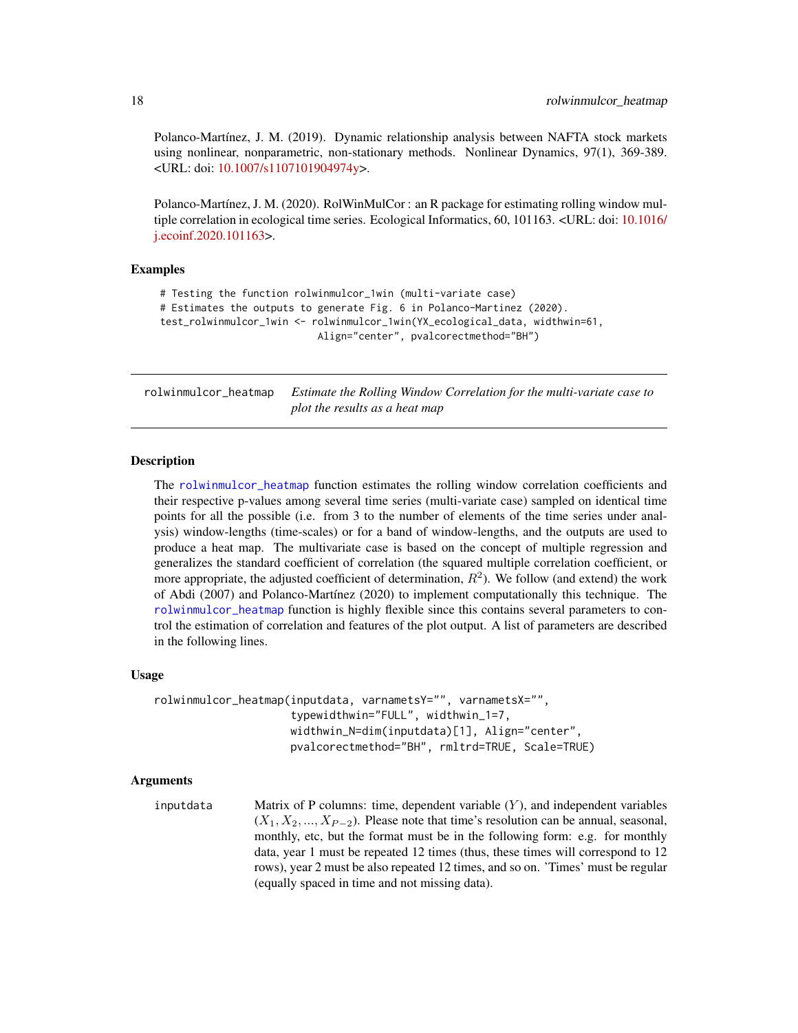Polanco-Martínez, J. M. (2019). Dynamic relationship analysis between NAFTA stock markets using nonlinear, nonparametric, non-stationary methods. Nonlinear Dynamics, 97(1), 369-389. <URL: doi: 10.1007/s1107101904974y>.

Polanco-Martínez, J. M. (2020). RolWinMulCor : an R package for estimating rolling window multiple correlation in ecological time series. Ecological Informatics, 60, 101163. <URL: doi: 10.1016/j.ecoinf.2020.101163>.

### Examples

```
# Testing the function rolwinmulcor_1win (multi-variate case)
# Estimates the outputs to generate Fig. 6 in Polanco-Martinez (2020).
test_rolwinmulcor_1win <- rolwinmulcor_1win(YX_ecological_data, widthwin=61,
                          Align="center", pvalcorectmethod="BH")
```

---

## rolwinmulcor_heatmap *Estimate the Rolling Window Correlation for the multi-variate case to plot the results as a heat map*

---

### Description

The rolwinmulcor_heatmap function estimates the rolling window correlation coefficients and their respective p-values among several time series (multi-variate case) sampled on identical time points for all the possible (i.e. from 3 to the number of elements of the time series under analysis) window-lengths (time-scales) or for a band of window-lengths, and the outputs are used to produce a heat map. The multivariate case is based on the concept of multiple regression and generalizes the standard coefficient of correlation (the squared multiple correlation coefficient, or more appropriate, the adjusted coefficient of determination, $R^2$). We follow (and extend) the work of Abdi (2007) and Polanco-Martínez (2020) to implement computationally this technique. The rolwinmulcor_heatmap function is highly flexible since this contains several parameters to control the estimation of correlation and features of the plot output. A list of parameters are described in the following lines.

### Usage

```
rolwinmulcor_heatmap(inputdata, varnametsY="", varnametsX="",
                     typewidthwin="FULL", widthwin_1=7,
                     widthwin_N=dim(inputdata)[1], Align="center",
                     pvalcorectmethod="BH", rmltrd=TRUE, Scale=TRUE)
```

### Arguments

inputdata Matrix of P columns: time, dependent variable ($Y$), and independent variables ($X_1, X_2, ..., X_{P-2}$). Please note that time's resolution can be annual, seasonal, monthly, etc, but the format must be in the following form: e.g. for monthly data, year 1 must be repeated 12 times (thus, these times will correspond to 12 rows), year 2 must be also repeated 12 times, and so on. 'Times' must be regular (equally spaced in time and not missing data).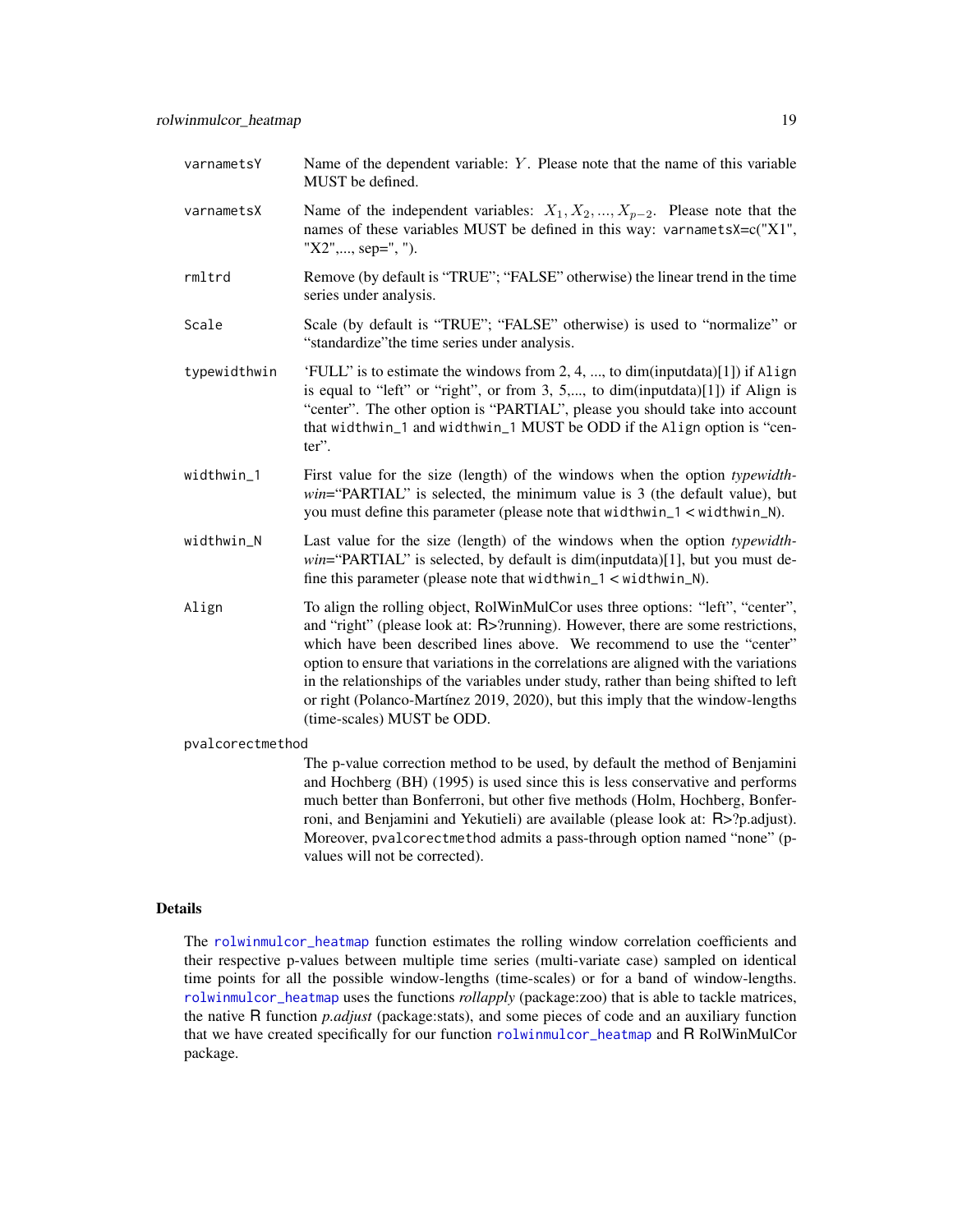varnametsY
: Name of the dependent variable: $Y$. Please note that the name of this variable MUST be defined.

varnametsX
: Name of the independent variables: $X_1, X_2, ..., X_{p-2}$. Please note that the names of these variables MUST be defined in this way: `varnametsX=c("X1", "X2",..., sep=", ")`.

rmltrd
: Remove (by default is "TRUE"; "FALSE" otherwise) the linear trend in the time series under analysis.

Scale
: Scale (by default is "TRUE"; "FALSE" otherwise) is used to "normalize" or "standardize"the time series under analysis.

typewidthwin
: 'FULL" is to estimate the windows from 2, 4, ..., to dim(inputdata)[1]) if `Align` is equal to "left" or "right", or from 3, 5,..., to dim(inputdata)[1]) if Align is "center". The other option is "PARTIAL", please you should take into account that `widthwin_1` and `widthwin_1` MUST be ODD if the `Align` option is "center".

widthwin_1
: First value for the size (length) of the windows when the option *typewidthwin*="PARTIAL" is selected, the minimum value is 3 (the default value), but you must define this parameter (please note that `widthwin_1 < widthwin_N`).

widthwin_N
: Last value for the size (length) of the windows when the option *typewidthwin*="PARTIAL" is selected, by default is dim(inputdata)[1], but you must define this parameter (please note that `widthwin_1 < widthwin_N`).

Align
: To align the rolling object, RolWinMulCor uses three options: "left", "center", and "right" (please look at: R>?running). However, there are some restrictions, which have been described lines above. We recommend to use the "center" option to ensure that variations in the correlations are aligned with the variations in the relationships of the variables under study, rather than being shifted to left or right (Polanco-Martínez 2019, 2020), but this imply that the window-lengths (time-scales) MUST be ODD.

pvalcorectmethod
: The p-value correction method to be used, by default the method of Benjamini and Hochberg (BH) (1995) is used since this is less conservative and performs much better than Bonferroni, but other five methods (Holm, Hochberg, Bonferroni, and Benjamini and Yekutieli) are available (please look at: R>?p.adjust). Moreover, `pvalcorectmethod` admits a pass-through option named "none" (p-values will not be corrected).

## Details

The `rolwinmulcor_heatmap` function estimates the rolling window correlation coefficients and their respective p-values between multiple time series (multi-variate case) sampled on identical time points for all the possible window-lengths (time-scales) or for a band of window-lengths. `rolwinmulcor_heatmap` uses the functions *rollapply* (package:zoo) that is able to tackle matrices, the native R function *p.adjust* (package:stats), and some pieces of code and an auxiliary function that we have created specifically for our function `rolwinmulcor_heatmap` and R RolWinMulCor package.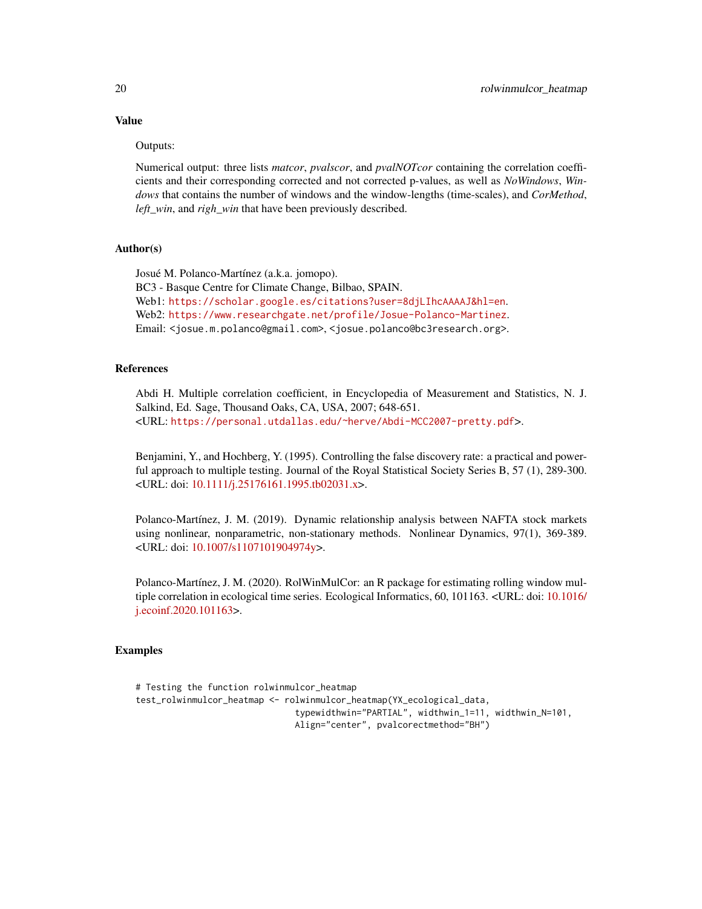### Value

Outputs:

Numerical output: three lists *matcor*, *pvalscor*, and *pvalNOTcor* containing the correlation coefficients and their corresponding corrected and not corrected p-values, as well as *NoWindows*, *Windows* that contains the number of windows and the window-lengths (time-scales), and *CorMethod*, *left_win*, and *righ_win* that have been previously described.

### Author(s)

Josué M. Polanco-Martínez (a.k.a. jomopo).
BC3 - Basque Centre for Climate Change, Bilbao, SPAIN.
Web1: https://scholar.google.es/citations?user=8djLIhcAAAAJ&hl=en.
Web2: https://www.researchgate.net/profile/Josue-Polanco-Martinez.
Email: <josue.m.polanco@gmail.com>, <josue.polanco@bc3research.org>.

### References

Abdi H. Multiple correlation coefficient, in Encyclopedia of Measurement and Statistics, N. J. Salkind, Ed. Sage, Thousand Oaks, CA, USA, 2007; 648-651.
<URL: https://personal.utdallas.edu/~herve/Abdi-MCC2007-pretty.pdf>.

Benjamini, Y., and Hochberg, Y. (1995). Controlling the false discovery rate: a practical and powerful approach to multiple testing. Journal of the Royal Statistical Society Series B, 57 (1), 289-300. <URL: doi: 10.1111/j.25176161.1995.tb02031.x>.

Polanco-Martínez, J. M. (2019). Dynamic relationship analysis between NAFTA stock markets using nonlinear, nonparametric, non-stationary methods. Nonlinear Dynamics, 97(1), 369-389. <URL: doi: 10.1007/s1107101904974y>.

Polanco-Martínez, J. M. (2020). RolWinMulCor: an R package for estimating rolling window multiple correlation in ecological time series. Ecological Informatics, 60, 101163. <URL: doi: 10.1016/j.ecoinf.2020.101163>.

### Examples

```
# Testing the function rolwinmulcor_heatmap
test_rolwinmulcor_heatmap <- rolwinmulcor_heatmap(YX_ecological_data,
                              typewidthwin="PARTIAL", widthwin_1=11, widthwin_N=101,
                              Align="center", pvalcorectmethod="BH")
```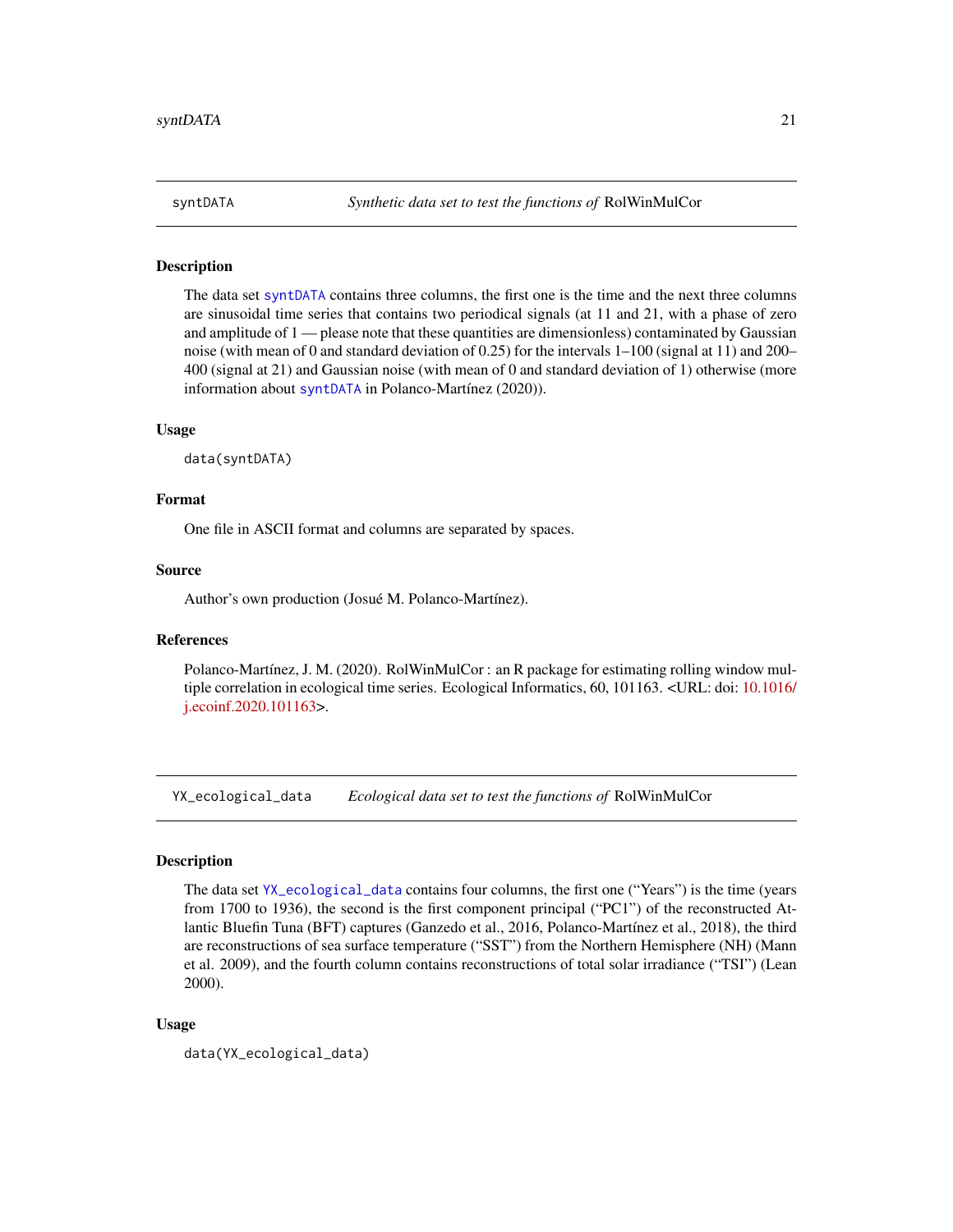## syntDATA — *Synthetic data set to test the functions of* RolWinMulCor

### Description

The data set `syntDATA` contains three columns, the first one is the time and the next three columns are sinusoidal time series that contains two periodical signals (at 11 and 21, with a phase of zero and amplitude of 1 — please note that these quantities are dimensionless) contaminated by Gaussian noise (with mean of 0 and standard deviation of 0.25) for the intervals 1–100 (signal at 11) and 200–400 (signal at 21) and Gaussian noise (with mean of 0 and standard deviation of 1) otherwise (more information about `syntDATA` in Polanco-Martínez (2020)).

### Usage

```
data(syntDATA)
```

### Format

One file in ASCII format and columns are separated by spaces.

### Source

Author's own production (Josué M. Polanco-Martínez).

### References

Polanco-Martínez, J. M. (2020). RolWinMulCor : an R package for estimating rolling window multiple correlation in ecological time series. Ecological Informatics, 60, 101163. <URL: doi: 10.1016/j.ecoinf.2020.101163>.

## YX_ecological_data — *Ecological data set to test the functions of* RolWinMulCor

### Description

The data set `YX_ecological_data` contains four columns, the first one ("Years") is the time (years from 1700 to 1936), the second is the first component principal ("PC1") of the reconstructed Atlantic Bluefin Tuna (BFT) captures (Ganzedo et al., 2016, Polanco-Martínez et al., 2018), the third are reconstructions of sea surface temperature ("SST") from the Northern Hemisphere (NH) (Mann et al. 2009), and the fourth column contains reconstructions of total solar irradiance ("TSI") (Lean 2000).

### Usage

```
data(YX_ecological_data)
```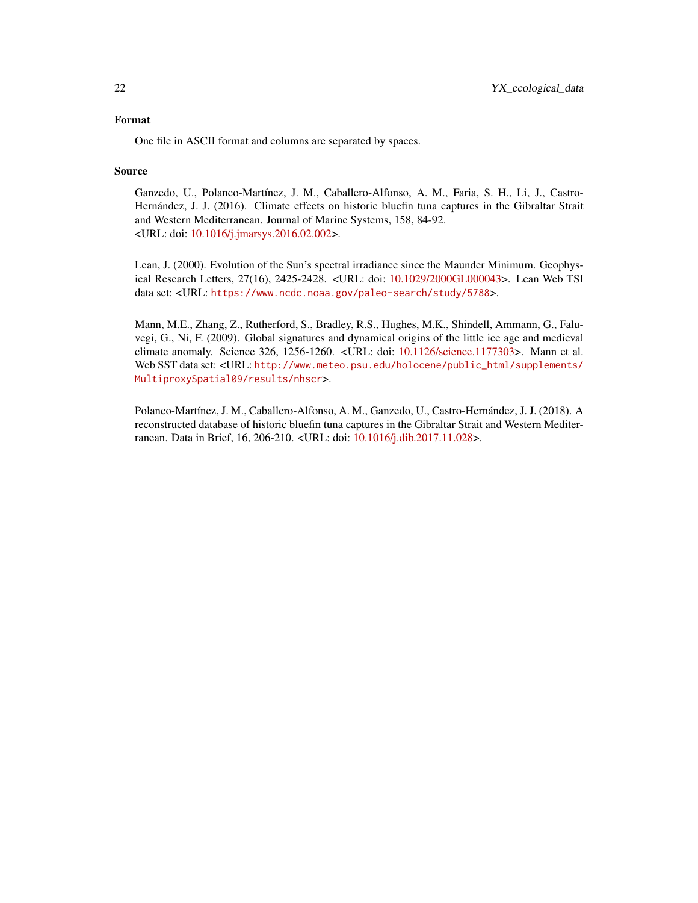### Format

One file in ASCII format and columns are separated by spaces.

### Source

Ganzedo, U., Polanco-Martínez, J. M., Caballero-Alfonso, A. M., Faria, S. H., Li, J., Castro-Hernández, J. J. (2016). Climate effects on historic bluefin tuna captures in the Gibraltar Strait and Western Mediterranean. Journal of Marine Systems, 158, 84-92.
<URL: doi: 10.1016/j.jmarsys.2016.02.002>.

Lean, J. (2000). Evolution of the Sun's spectral irradiance since the Maunder Minimum. Geophysical Research Letters, 27(16), 2425-2428. <URL: doi: 10.1029/2000GL000043>. Lean Web TSI data set: <URL: `https://www.ncdc.noaa.gov/paleo-search/study/5788`>.

Mann, M.E., Zhang, Z., Rutherford, S., Bradley, R.S., Hughes, M.K., Shindell, Ammann, G., Faluvegi, G., Ni, F. (2009). Global signatures and dynamical origins of the little ice age and medieval climate anomaly. Science 326, 1256-1260. <URL: doi: 10.1126/science.1177303>. Mann et al. Web SST data set: <URL: `http://www.meteo.psu.edu/holocene/public_html/supplements/MultiproxySpatial09/results/nhscr`>.

Polanco-Martínez, J. M., Caballero-Alfonso, A. M., Ganzedo, U., Castro-Hernández, J. J. (2018). A reconstructed database of historic bluefin tuna captures in the Gibraltar Strait and Western Mediterranean. Data in Brief, 16, 206-210. <URL: doi: 10.1016/j.dib.2017.11.028>.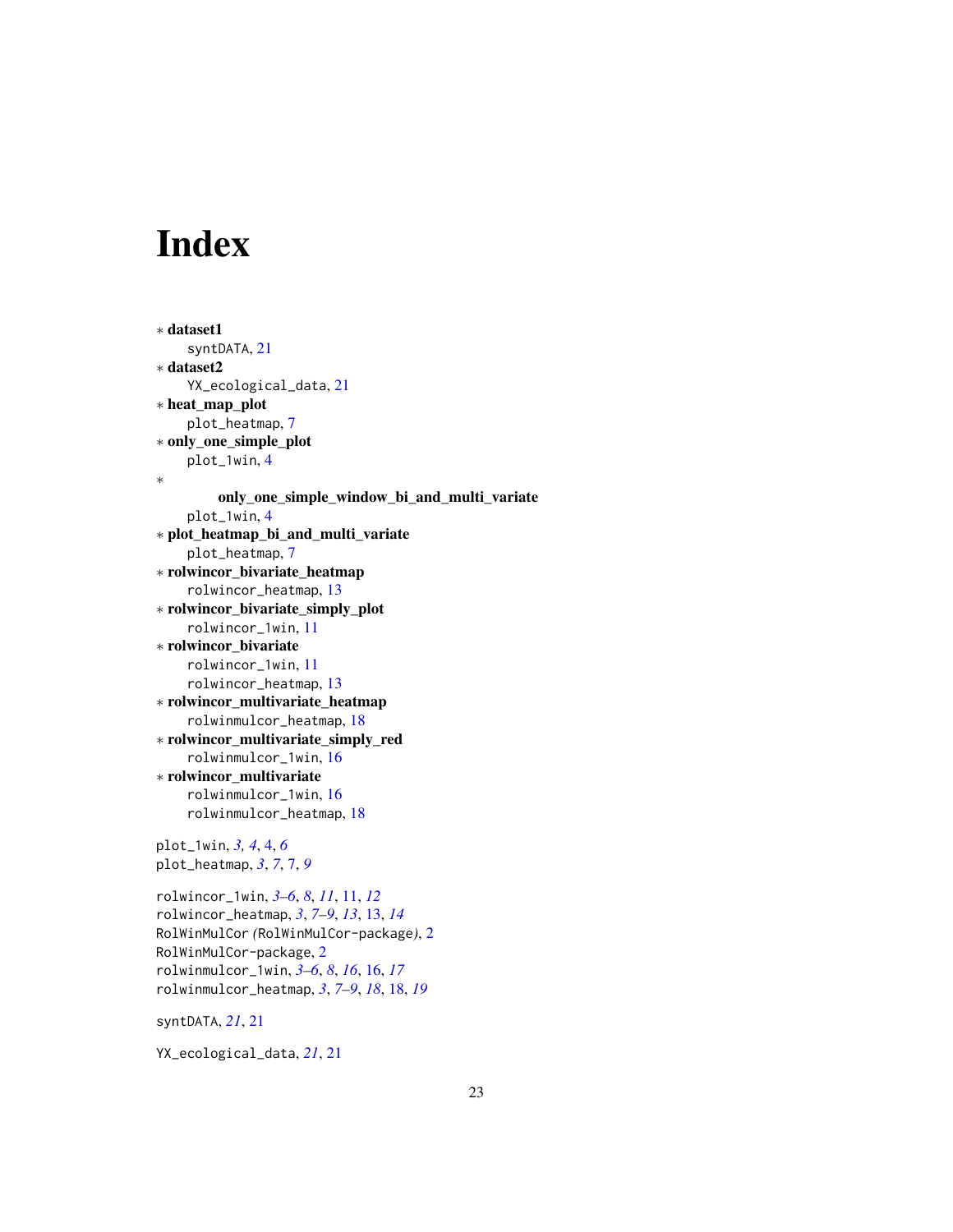# Index

∗ **dataset1**
 syntDATA, 21

∗ **dataset2**
 YX_ecological_data, 21

∗ **heat_map_plot**
 plot_heatmap, 7

∗ **only_one_simple_plot**
 plot_1win, 4

∗ **only_one_simple_window_bi_and_multi_variate**
 plot_1win, 4

∗ **plot_heatmap_bi_and_multi_variate**
 plot_heatmap, 7

∗ **rolwincor_bivariate_heatmap**
 rolwincor_heatmap, 13

∗ **rolwincor_bivariate_simply_plot**
 rolwincor_1win, 11

∗ **rolwincor_bivariate**
 rolwincor_1win, 11
 rolwincor_heatmap, 13

∗ **rolwincor_multivariate_heatmap**
 rolwinmulcor_heatmap, 18

∗ **rolwincor_multivariate_simply_red**
 rolwinmulcor_1win, 16

∗ **rolwincor_multivariate**
 rolwinmulcor_1win, 16
 rolwinmulcor_heatmap, 18

plot_1win, *3, 4*, 4, *6*
plot_heatmap, *3*, *7*, 7, *9*

rolwincor_1win, *3–6*, *8*, *11*, 11, *12*
rolwincor_heatmap, *3*, *7–9*, *13*, 13, *14*
RolWinMulCor *(*RolWinMulCor-package*)*, 2
RolWinMulCor-package, 2
rolwinmulcor_1win, *3–6*, *8*, *16*, 16, *17*
rolwinmulcor_heatmap, *3*, *7–9*, *18*, 18, *19*

syntDATA, *21*, 21

YX_ecological_data, *21*, 21